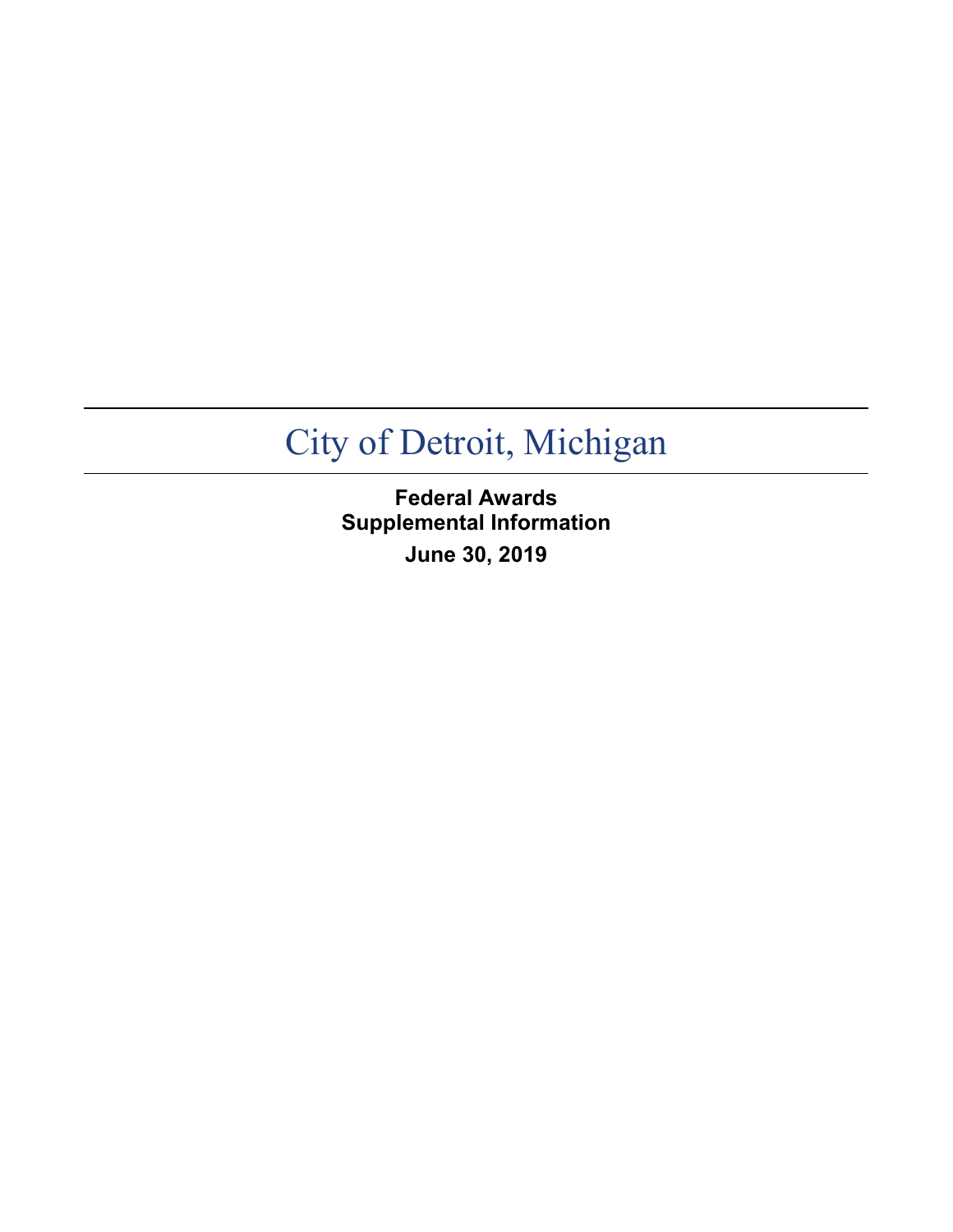# City of Detroit, Michigan

**Federal Awards**
**Supplemental Information**

**June 30, 2019**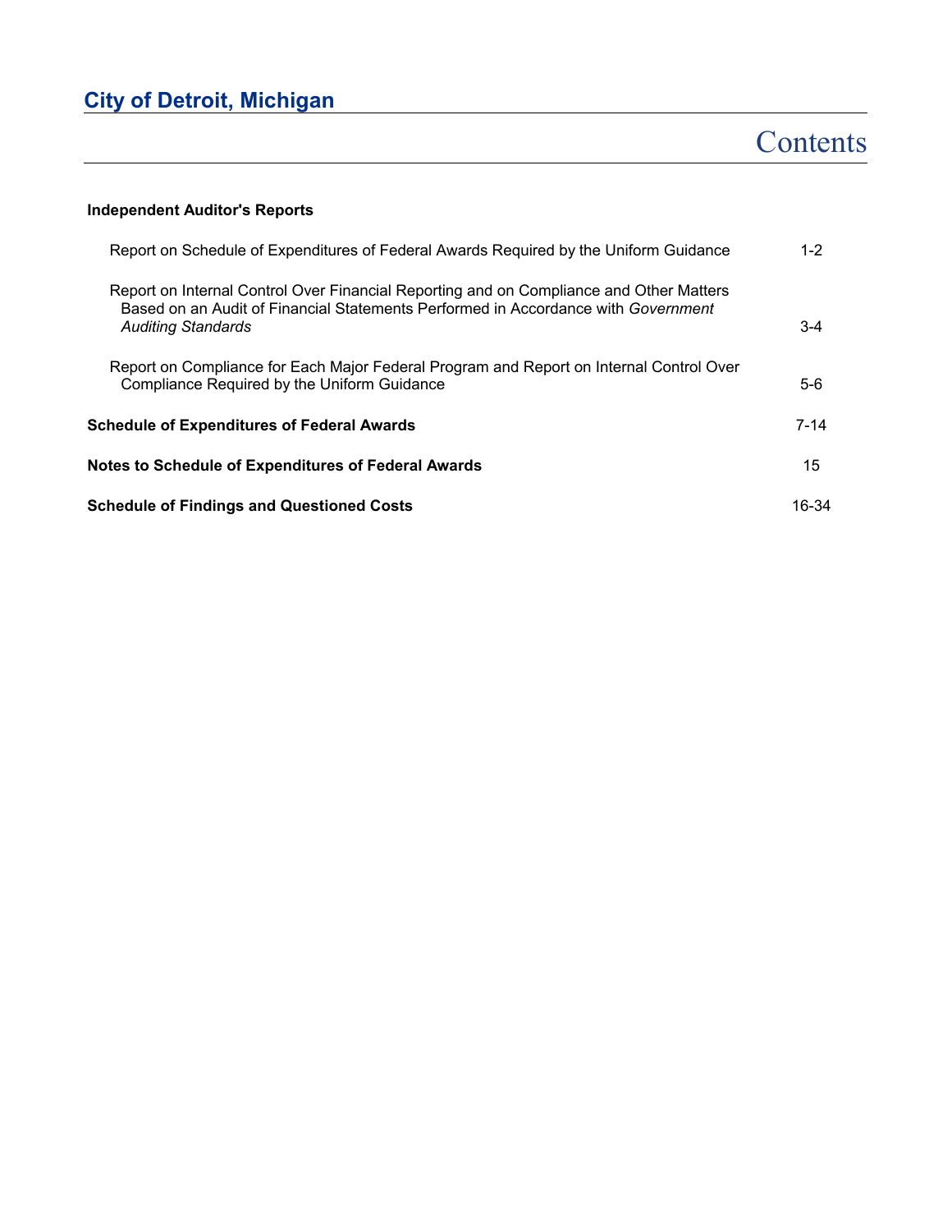# City of Detroit, Michigan

## Contents

| | |
|---|---|
| **Independent Auditor's Reports** | |
| Report on Schedule of Expenditures of Federal Awards Required by the Uniform Guidance | 1-2 |
| Report on Internal Control Over Financial Reporting and on Compliance and Other Matters Based on an Audit of Financial Statements Performed in Accordance with *Government Auditing Standards* | 3-4 |
| Report on Compliance for Each Major Federal Program and Report on Internal Control Over Compliance Required by the Uniform Guidance | 5-6 |
| **Schedule of Expenditures of Federal Awards** | 7-14 |
| **Notes to Schedule of Expenditures of Federal Awards** | 15 |
| **Schedule of Findings and Questioned Costs** | 16-34 |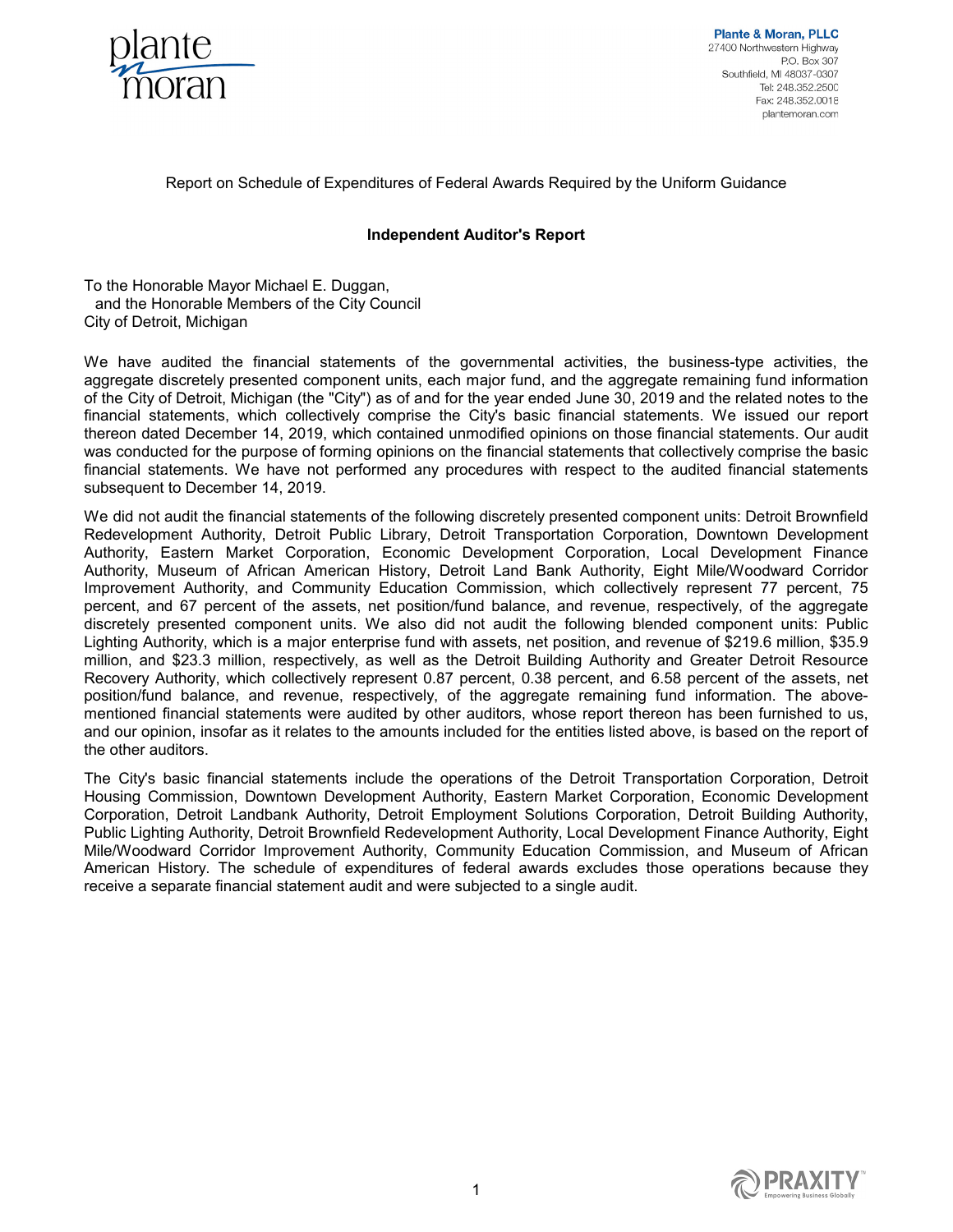Plante & Moran, PLLC
27400 Northwestern Highway
P.O. Box 307
Southfield, MI 48037-0307
Tel: 248.352.2500
Fax: 248.352.0018
plantemoran.com

Report on Schedule of Expenditures of Federal Awards Required by the Uniform Guidance

## Independent Auditor's Report

To the Honorable Mayor Michael E. Duggan,
and the Honorable Members of the City Council
City of Detroit, Michigan

We have audited the financial statements of the governmental activities, the business-type activities, the aggregate discretely presented component units, each major fund, and the aggregate remaining fund information of the City of Detroit, Michigan (the "City") as of and for the year ended June 30, 2019 and the related notes to the financial statements, which collectively comprise the City's basic financial statements. We issued our report thereon dated December 14, 2019, which contained unmodified opinions on those financial statements. Our audit was conducted for the purpose of forming opinions on the financial statements that collectively comprise the basic financial statements. We have not performed any procedures with respect to the audited financial statements subsequent to December 14, 2019.

We did not audit the financial statements of the following discretely presented component units: Detroit Brownfield Redevelopment Authority, Detroit Public Library, Detroit Transportation Corporation, Downtown Development Authority, Eastern Market Corporation, Economic Development Corporation, Local Development Finance Authority, Museum of African American History, Detroit Land Bank Authority, Eight Mile/Woodward Corridor Improvement Authority, and Community Education Commission, which collectively represent 77 percent, 75 percent, and 67 percent of the assets, net position/fund balance, and revenue, respectively, of the aggregate discretely presented component units. We also did not audit the following blended component units: Public Lighting Authority, which is a major enterprise fund with assets, net position, and revenue of $219.6 million, $35.9 million, and $23.3 million, respectively, as well as the Detroit Building Authority and Greater Detroit Resource Recovery Authority, which collectively represent 0.87 percent, 0.38 percent, and 6.58 percent of the assets, net position/fund balance, and revenue, respectively, of the aggregate remaining fund information. The above-mentioned financial statements were audited by other auditors, whose report thereon has been furnished to us, and our opinion, insofar as it relates to the amounts included for the entities listed above, is based on the report of the other auditors.

The City's basic financial statements include the operations of the Detroit Transportation Corporation, Detroit Housing Commission, Downtown Development Authority, Eastern Market Corporation, Economic Development Corporation, Detroit Landbank Authority, Detroit Employment Solutions Corporation, Detroit Building Authority, Public Lighting Authority, Detroit Brownfield Redevelopment Authority, Local Development Finance Authority, Eight Mile/Woodward Corridor Improvement Authority, Community Education Commission, and Museum of African American History. The schedule of expenditures of federal awards excludes those operations because they receive a separate financial statement audit and were subjected to a single audit.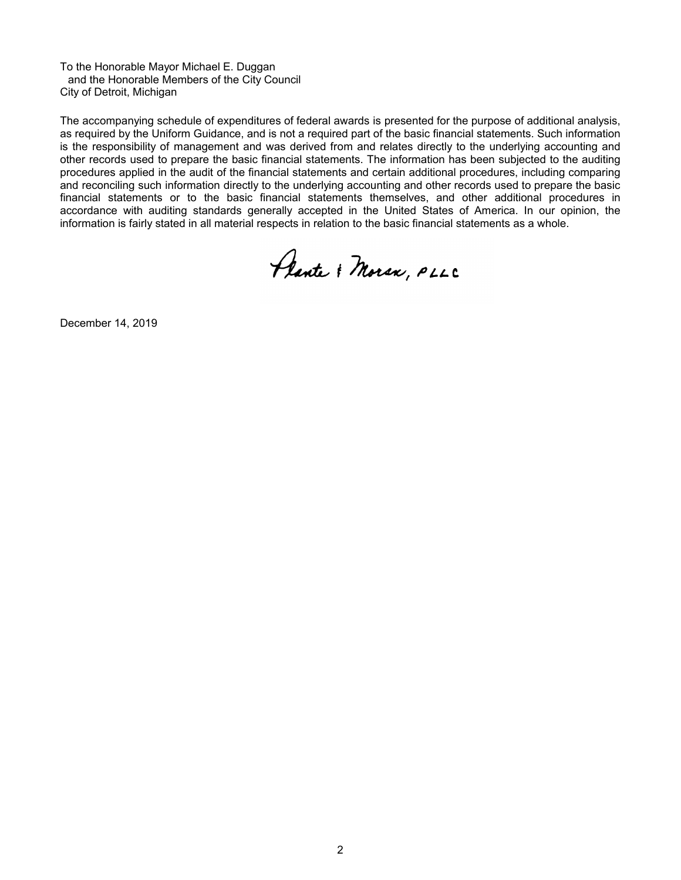To the Honorable Mayor Michael E. Duggan
and the Honorable Members of the City Council
City of Detroit, Michigan

The accompanying schedule of expenditures of federal awards is presented for the purpose of additional analysis, as required by the Uniform Guidance, and is not a required part of the basic financial statements. Such information is the responsibility of management and was derived from and relates directly to the underlying accounting and other records used to prepare the basic financial statements. The information has been subjected to the auditing procedures applied in the audit of the financial statements and certain additional procedures, including comparing and reconciling such information directly to the underlying accounting and other records used to prepare the basic financial statements or to the basic financial statements themselves, and other additional procedures in accordance with auditing standards generally accepted in the United States of America. In our opinion, the information is fairly stated in all material respects in relation to the basic financial statements as a whole.

Plante & Moran, PLLC

December 14, 2019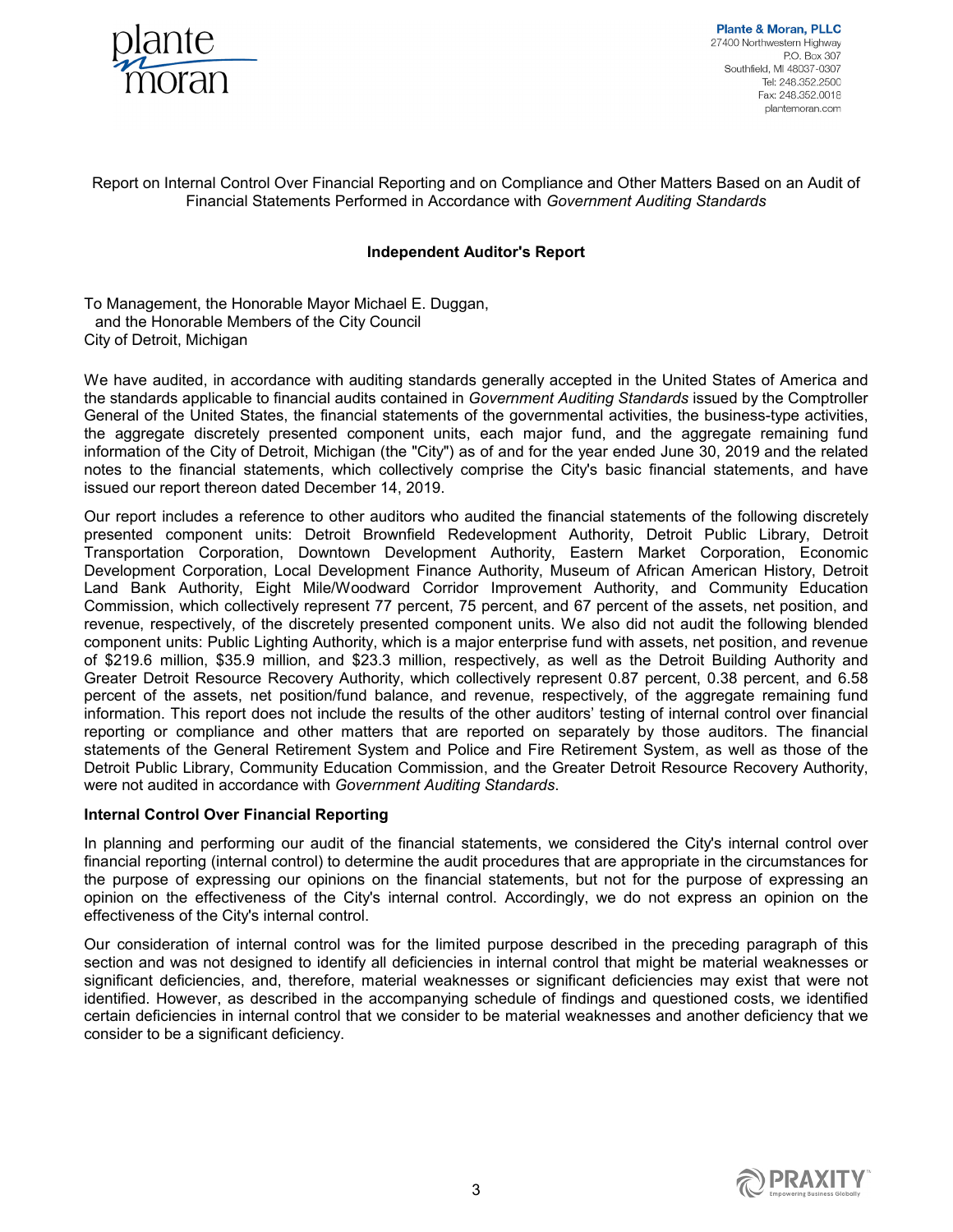Plante & Moran, PLLC
27400 Northwestern Highway
P.O. Box 307
Southfield, MI 48037-0307
Tel: 248.352.2500
Fax: 248.352.0018
plantemoran.com

Report on Internal Control Over Financial Reporting and on Compliance and Other Matters Based on an Audit of Financial Statements Performed in Accordance with *Government Auditing Standards*

## Independent Auditor's Report

To Management, the Honorable Mayor Michael E. Duggan,
and the Honorable Members of the City Council
City of Detroit, Michigan

We have audited, in accordance with auditing standards generally accepted in the United States of America and the standards applicable to financial audits contained in *Government Auditing Standards* issued by the Comptroller General of the United States, the financial statements of the governmental activities, the business-type activities, the aggregate discretely presented component units, each major fund, and the aggregate remaining fund information of the City of Detroit, Michigan (the "City") as of and for the year ended June 30, 2019 and the related notes to the financial statements, which collectively comprise the City's basic financial statements, and have issued our report thereon dated December 14, 2019.

Our report includes a reference to other auditors who audited the financial statements of the following discretely presented component units: Detroit Brownfield Redevelopment Authority, Detroit Public Library, Detroit Transportation Corporation, Downtown Development Authority, Eastern Market Corporation, Economic Development Corporation, Local Development Finance Authority, Museum of African American History, Detroit Land Bank Authority, Eight Mile/Woodward Corridor Improvement Authority, and Community Education Commission, which collectively represent 77 percent, 75 percent, and 67 percent of the assets, net position, and revenue, respectively, of the discretely presented component units. We also did not audit the following blended component units: Public Lighting Authority, which is a major enterprise fund with assets, net position, and revenue of \$219.6 million, \$35.9 million, and \$23.3 million, respectively, as well as the Detroit Building Authority and Greater Detroit Resource Recovery Authority, which collectively represent 0.87 percent, 0.38 percent, and 6.58 percent of the assets, net position/fund balance, and revenue, respectively, of the aggregate remaining fund information. This report does not include the results of the other auditors' testing of internal control over financial reporting or compliance and other matters that are reported on separately by those auditors. The financial statements of the General Retirement System and Police and Fire Retirement System, as well as those of the Detroit Public Library, Community Education Commission, and the Greater Detroit Resource Recovery Authority, were not audited in accordance with *Government Auditing Standards*.

### Internal Control Over Financial Reporting

In planning and performing our audit of the financial statements, we considered the City's internal control over financial reporting (internal control) to determine the audit procedures that are appropriate in the circumstances for the purpose of expressing our opinions on the financial statements, but not for the purpose of expressing an opinion on the effectiveness of the City's internal control. Accordingly, we do not express an opinion on the effectiveness of the City's internal control.

Our consideration of internal control was for the limited purpose described in the preceding paragraph of this section and was not designed to identify all deficiencies in internal control that might be material weaknesses or significant deficiencies, and, therefore, material weaknesses or significant deficiencies may exist that were not identified. However, as described in the accompanying schedule of findings and questioned costs, we identified certain deficiencies in internal control that we consider to be material weaknesses and another deficiency that we consider to be a significant deficiency.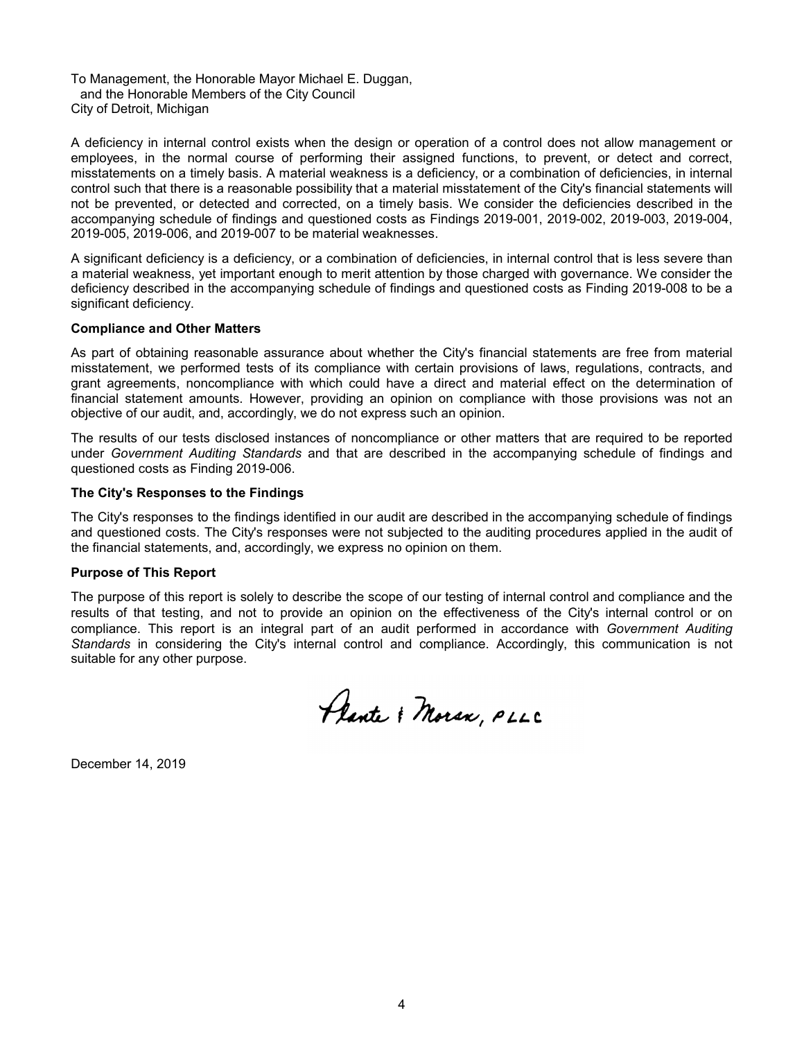To Management, the Honorable Mayor Michael E. Duggan,
and the Honorable Members of the City Council
City of Detroit, Michigan

A deficiency in internal control exists when the design or operation of a control does not allow management or employees, in the normal course of performing their assigned functions, to prevent, or detect and correct, misstatements on a timely basis. A material weakness is a deficiency, or a combination of deficiencies, in internal control such that there is a reasonable possibility that a material misstatement of the City's financial statements will not be prevented, or detected and corrected, on a timely basis. We consider the deficiencies described in the accompanying schedule of findings and questioned costs as Findings 2019-001, 2019-002, 2019-003, 2019-004, 2019-005, 2019-006, and 2019-007 to be material weaknesses.

A significant deficiency is a deficiency, or a combination of deficiencies, in internal control that is less severe than a material weakness, yet important enough to merit attention by those charged with governance. We consider the deficiency described in the accompanying schedule of findings and questioned costs as Finding 2019-008 to be a significant deficiency.

**Compliance and Other Matters**

As part of obtaining reasonable assurance about whether the City's financial statements are free from material misstatement, we performed tests of its compliance with certain provisions of laws, regulations, contracts, and grant agreements, noncompliance with which could have a direct and material effect on the determination of financial statement amounts. However, providing an opinion on compliance with those provisions was not an objective of our audit, and, accordingly, we do not express such an opinion.

The results of our tests disclosed instances of noncompliance or other matters that are required to be reported under *Government Auditing Standards* and that are described in the accompanying schedule of findings and questioned costs as Finding 2019-006.

**The City's Responses to the Findings**

The City's responses to the findings identified in our audit are described in the accompanying schedule of findings and questioned costs. The City's responses were not subjected to the auditing procedures applied in the audit of the financial statements, and, accordingly, we express no opinion on them.

**Purpose of This Report**

The purpose of this report is solely to describe the scope of our testing of internal control and compliance and the results of that testing, and not to provide an opinion on the effectiveness of the City's internal control or on compliance. This report is an integral part of an audit performed in accordance with *Government Auditing Standards* in considering the City's internal control and compliance. Accordingly, this communication is not suitable for any other purpose.

Plante & Moran, PLLC

December 14, 2019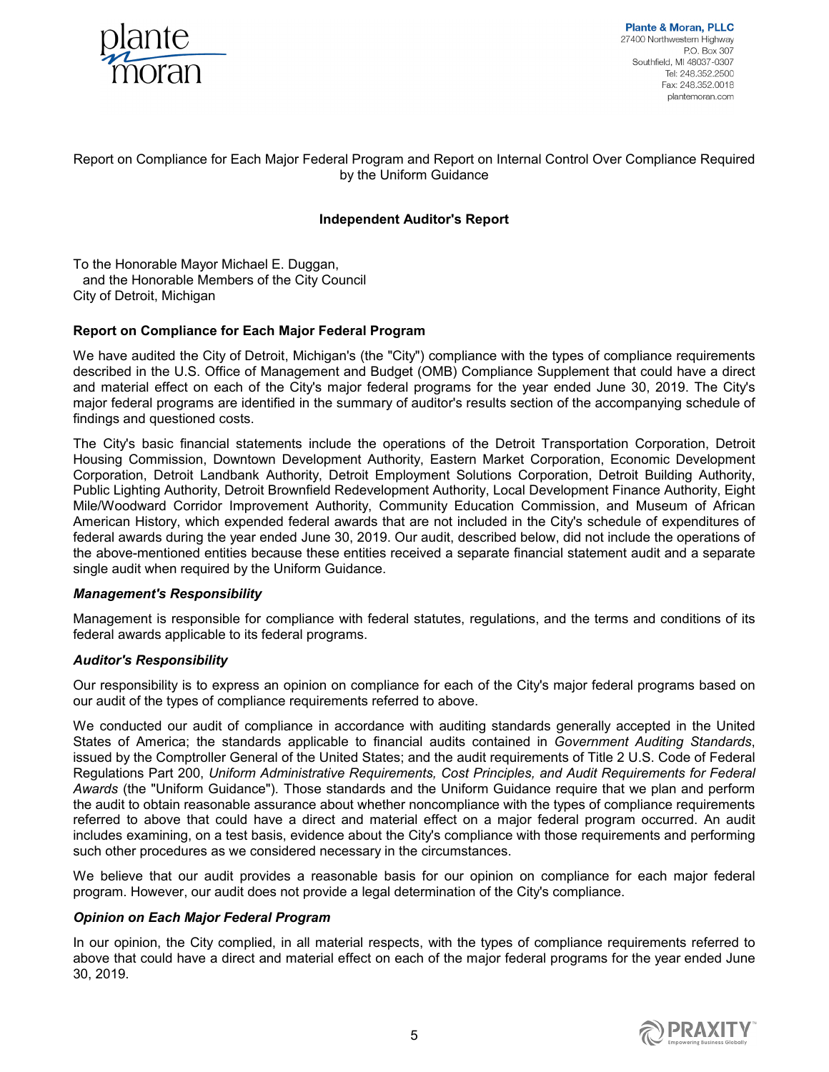Plante & Moran, PLLC
27400 Northwestern Highway
P.O. Box 307
Southfield, MI 48037-0307
Tel: 248.352.2500
Fax: 248.352.0018
plantemoran.com

Report on Compliance for Each Major Federal Program and Report on Internal Control Over Compliance Required by the Uniform Guidance

## Independent Auditor's Report

To the Honorable Mayor Michael E. Duggan,
and the Honorable Members of the City Council
City of Detroit, Michigan

### Report on Compliance for Each Major Federal Program

We have audited the City of Detroit, Michigan's (the "City") compliance with the types of compliance requirements described in the U.S. Office of Management and Budget (OMB) Compliance Supplement that could have a direct and material effect on each of the City's major federal programs for the year ended June 30, 2019. The City's major federal programs are identified in the summary of auditor's results section of the accompanying schedule of findings and questioned costs.

The City's basic financial statements include the operations of the Detroit Transportation Corporation, Detroit Housing Commission, Downtown Development Authority, Eastern Market Corporation, Economic Development Corporation, Detroit Landbank Authority, Detroit Employment Solutions Corporation, Detroit Building Authority, Public Lighting Authority, Detroit Brownfield Redevelopment Authority, Local Development Finance Authority, Eight Mile/Woodward Corridor Improvement Authority, Community Education Commission, and Museum of African American History, which expended federal awards that are not included in the City's schedule of expenditures of federal awards during the year ended June 30, 2019. Our audit, described below, did not include the operations of the above-mentioned entities because these entities received a separate financial statement audit and a separate single audit when required by the Uniform Guidance.

#### *Management's Responsibility*

Management is responsible for compliance with federal statutes, regulations, and the terms and conditions of its federal awards applicable to its federal programs.

#### *Auditor's Responsibility*

Our responsibility is to express an opinion on compliance for each of the City's major federal programs based on our audit of the types of compliance requirements referred to above.

We conducted our audit of compliance in accordance with auditing standards generally accepted in the United States of America; the standards applicable to financial audits contained in *Government Auditing Standards*, issued by the Comptroller General of the United States; and the audit requirements of Title 2 U.S. Code of Federal Regulations Part 200, *Uniform Administrative Requirements, Cost Principles, and Audit Requirements for Federal Awards* (the "Uniform Guidance"). Those standards and the Uniform Guidance require that we plan and perform the audit to obtain reasonable assurance about whether noncompliance with the types of compliance requirements referred to above that could have a direct and material effect on a major federal program occurred. An audit includes examining, on a test basis, evidence about the City's compliance with those requirements and performing such other procedures as we considered necessary in the circumstances.

We believe that our audit provides a reasonable basis for our opinion on compliance for each major federal program. However, our audit does not provide a legal determination of the City's compliance.

#### *Opinion on Each Major Federal Program*

In our opinion, the City complied, in all material respects, with the types of compliance requirements referred to above that could have a direct and material effect on each of the major federal programs for the year ended June 30, 2019.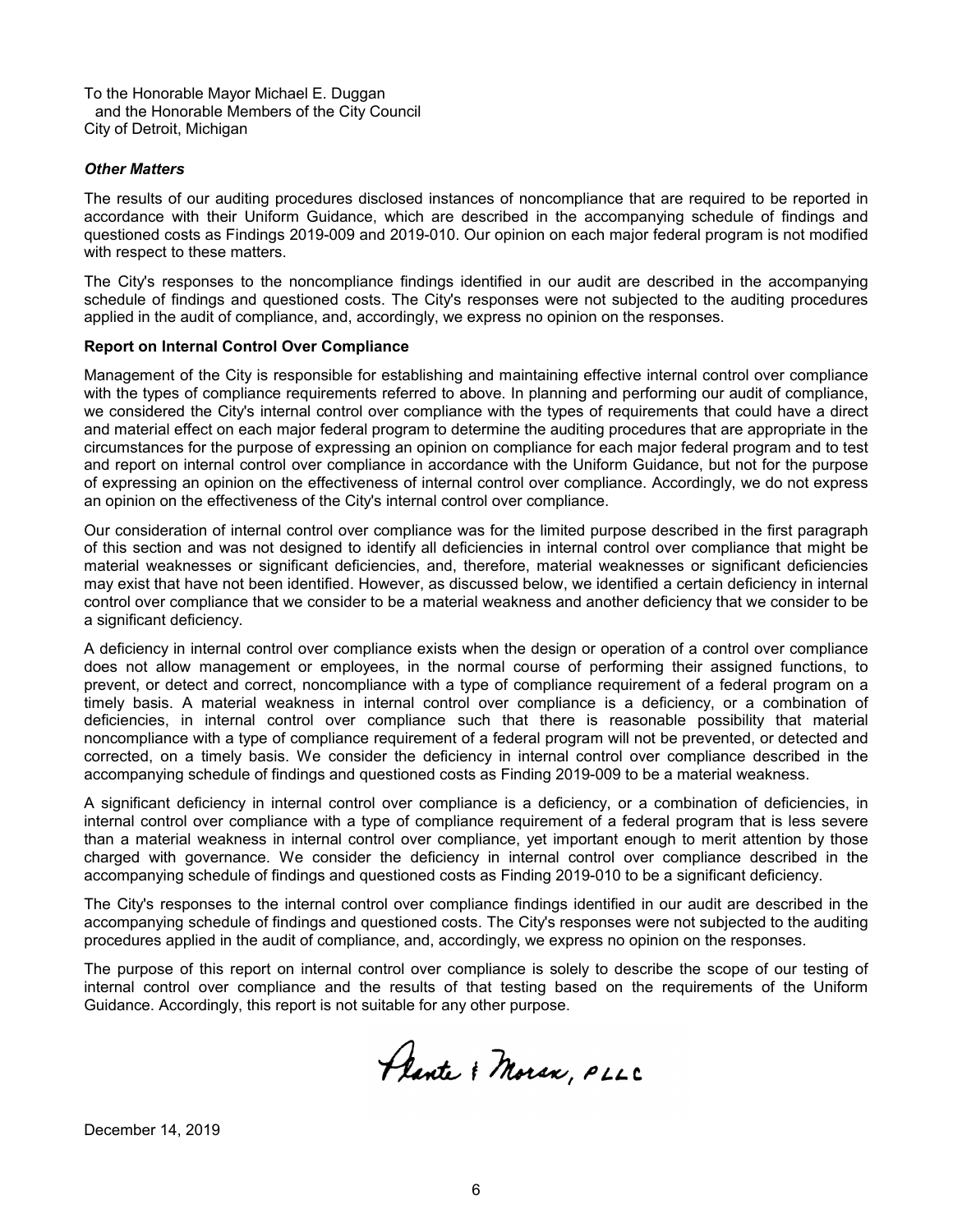To the Honorable Mayor Michael E. Duggan
and the Honorable Members of the City Council
City of Detroit, Michigan

***Other Matters***

The results of our auditing procedures disclosed instances of noncompliance that are required to be reported in accordance with their Uniform Guidance, which are described in the accompanying schedule of findings and questioned costs as Findings 2019-009 and 2019-010. Our opinion on each major federal program is not modified with respect to these matters.

The City's responses to the noncompliance findings identified in our audit are described in the accompanying schedule of findings and questioned costs. The City's responses were not subjected to the auditing procedures applied in the audit of compliance, and, accordingly, we express no opinion on the responses.

**Report on Internal Control Over Compliance**

Management of the City is responsible for establishing and maintaining effective internal control over compliance with the types of compliance requirements referred to above. In planning and performing our audit of compliance, we considered the City's internal control over compliance with the types of requirements that could have a direct and material effect on each major federal program to determine the auditing procedures that are appropriate in the circumstances for the purpose of expressing an opinion on compliance for each major federal program and to test and report on internal control over compliance in accordance with the Uniform Guidance, but not for the purpose of expressing an opinion on the effectiveness of internal control over compliance. Accordingly, we do not express an opinion on the effectiveness of the City's internal control over compliance.

Our consideration of internal control over compliance was for the limited purpose described in the first paragraph of this section and was not designed to identify all deficiencies in internal control over compliance that might be material weaknesses or significant deficiencies, and, therefore, material weaknesses or significant deficiencies may exist that have not been identified. However, as discussed below, we identified a certain deficiency in internal control over compliance that we consider to be a material weakness and another deficiency that we consider to be a significant deficiency.

A deficiency in internal control over compliance exists when the design or operation of a control over compliance does not allow management or employees, in the normal course of performing their assigned functions, to prevent, or detect and correct, noncompliance with a type of compliance requirement of a federal program on a timely basis. A material weakness in internal control over compliance is a deficiency, or a combination of deficiencies, in internal control over compliance such that there is reasonable possibility that material noncompliance with a type of compliance requirement of a federal program will not be prevented, or detected and corrected, on a timely basis. We consider the deficiency in internal control over compliance described in the accompanying schedule of findings and questioned costs as Finding 2019-009 to be a material weakness.

A significant deficiency in internal control over compliance is a deficiency, or a combination of deficiencies, in internal control over compliance with a type of compliance requirement of a federal program that is less severe than a material weakness in internal control over compliance, yet important enough to merit attention by those charged with governance. We consider the deficiency in internal control over compliance described in the accompanying schedule of findings and questioned costs as Finding 2019-010 to be a significant deficiency.

The City's responses to the internal control over compliance findings identified in our audit are described in the accompanying schedule of findings and questioned costs. The City's responses were not subjected to the auditing procedures applied in the audit of compliance, and, accordingly, we express no opinion on the responses.

The purpose of this report on internal control over compliance is solely to describe the scope of our testing of internal control over compliance and the results of that testing based on the requirements of the Uniform Guidance. Accordingly, this report is not suitable for any other purpose.

Plante & Moran, PLLC

December 14, 2019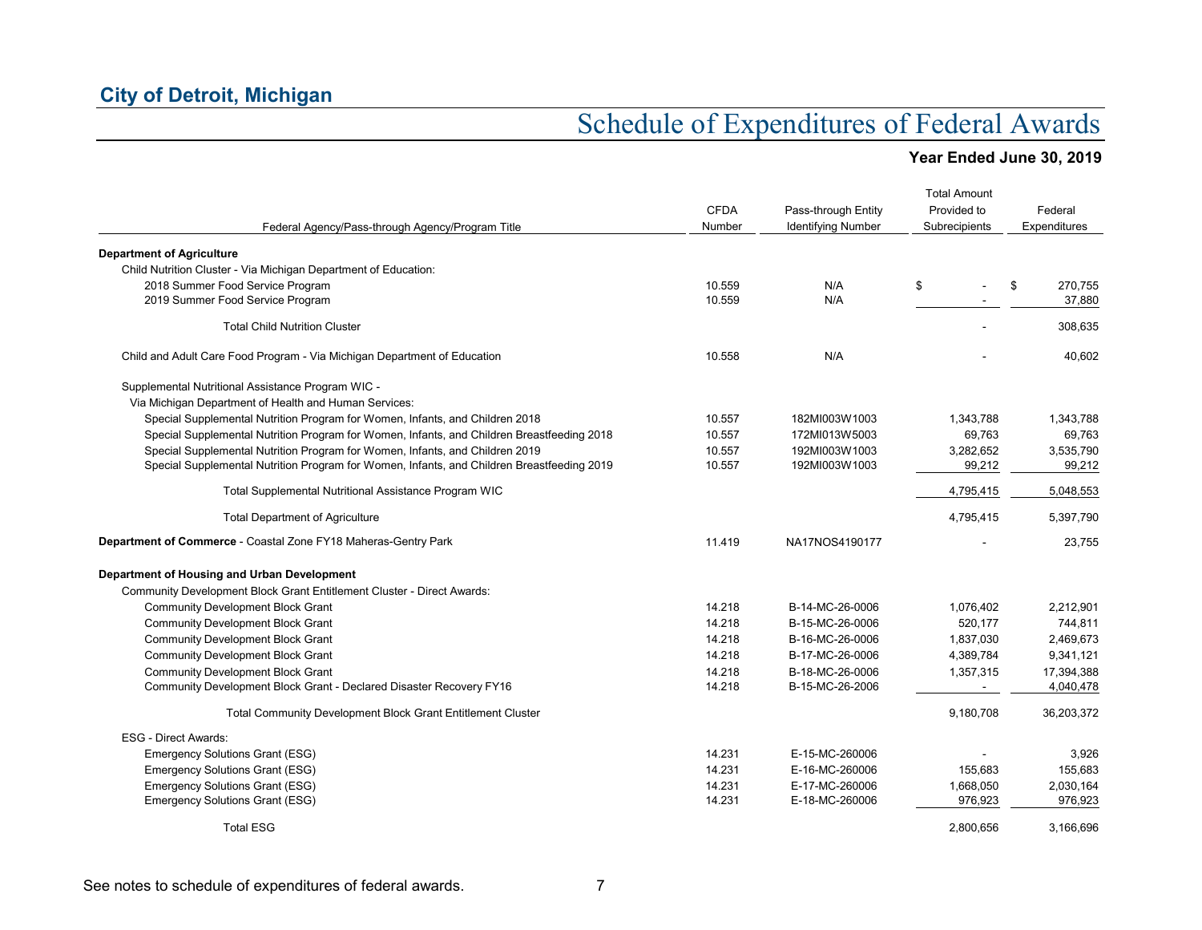**City of Detroit, Michigan**

# Schedule of Expenditures of Federal Awards

**Year Ended June 30, 2019**

| Federal Agency/Pass-through Agency/Program Title | CFDA Number | Pass-through Entity Identifying Number | Total Amount Provided to Subrecipients | Federal Expenditures |
|---|---|---|---|---|
| **Department of Agriculture** | | | | |
| Child Nutrition Cluster - Via Michigan Department of Education: | | | | |
| 2018 Summer Food Service Program | 10.559 | N/A | $ - | $ 270,755 |
| 2019 Summer Food Service Program | 10.559 | N/A | - | 37,880 |
| Total Child Nutrition Cluster | | | - | 308,635 |
| Child and Adult Care Food Program - Via Michigan Department of Education | 10.558 | N/A | - | 40,602 |
| Supplemental Nutritional Assistance Program WIC - | | | | |
| Via Michigan Department of Health and Human Services: | | | | |
| Special Supplemental Nutrition Program for Women, Infants, and Children 2018 | 10.557 | 182MI003W1003 | 1,343,788 | 1,343,788 |
| Special Supplemental Nutrition Program for Women, Infants, and Children Breastfeeding 2018 | 10.557 | 172MI013W5003 | 69,763 | 69,763 |
| Special Supplemental Nutrition Program for Women, Infants, and Children 2019 | 10.557 | 192MI003W1003 | 3,282,652 | 3,535,790 |
| Special Supplemental Nutrition Program for Women, Infants, and Children Breastfeeding 2019 | 10.557 | 192MI003W1003 | 99,212 | 99,212 |
| Total Supplemental Nutritional Assistance Program WIC | | | 4,795,415 | 5,048,553 |
| Total Department of Agriculture | | | 4,795,415 | 5,397,790 |
| **Department of Commerce** - Coastal Zone FY18 Maheras-Gentry Park | 11.419 | NA17NOS4190177 | - | 23,755 |
| **Department of Housing and Urban Development** | | | | |
| Community Development Block Grant Entitlement Cluster - Direct Awards: | | | | |
| Community Development Block Grant | 14.218 | B-14-MC-26-0006 | 1,076,402 | 2,212,901 |
| Community Development Block Grant | 14.218 | B-15-MC-26-0006 | 520,177 | 744,811 |
| Community Development Block Grant | 14.218 | B-16-MC-26-0006 | 1,837,030 | 2,469,673 |
| Community Development Block Grant | 14.218 | B-17-MC-26-0006 | 4,389,784 | 9,341,121 |
| Community Development Block Grant | 14.218 | B-18-MC-26-0006 | 1,357,315 | 17,394,388 |
| Community Development Block Grant - Declared Disaster Recovery FY16 | 14.218 | B-15-MC-26-2006 | - | 4,040,478 |
| Total Community Development Block Grant Entitlement Cluster | | | 9,180,708 | 36,203,372 |
| ESG - Direct Awards: | | | | |
| Emergency Solutions Grant (ESG) | 14.231 | E-15-MC-260006 | - | 3,926 |
| Emergency Solutions Grant (ESG) | 14.231 | E-16-MC-260006 | 155,683 | 155,683 |
| Emergency Solutions Grant (ESG) | 14.231 | E-17-MC-260006 | 1,668,050 | 2,030,164 |
| Emergency Solutions Grant (ESG) | 14.231 | E-18-MC-260006 | 976,923 | 976,923 |
| Total ESG | | | 2,800,656 | 3,166,696 |

See notes to schedule of expenditures of federal awards.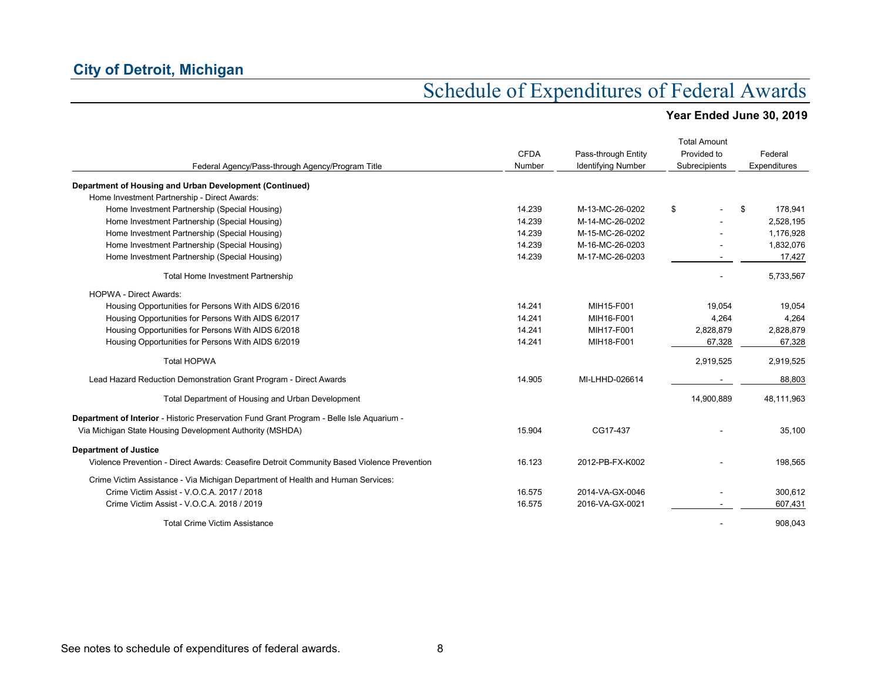## City of Detroit, Michigan

# Schedule of Expenditures of Federal Awards

### Year Ended June 30, 2019

| Federal Agency/Pass-through Agency/Program Title | CFDA Number | Pass-through Entity Identifying Number | Total Amount Provided to Subrecipients | Federal Expenditures |
|---|---|---|---|---|
| **Department of Housing and Urban Development (Continued)** | | | | |
| Home Investment Partnership - Direct Awards: | | | | |
| Home Investment Partnership (Special Housing) | 14.239 | M-13-MC-26-0202 | $ - | $ 178,941 |
| Home Investment Partnership (Special Housing) | 14.239 | M-14-MC-26-0202 | - | 2,528,195 |
| Home Investment Partnership (Special Housing) | 14.239 | M-15-MC-26-0202 | - | 1,176,928 |
| Home Investment Partnership (Special Housing) | 14.239 | M-16-MC-26-0203 | - | 1,832,076 |
| Home Investment Partnership (Special Housing) | 14.239 | M-17-MC-26-0203 | - | 17,427 |
| Total Home Investment Partnership | | | - | 5,733,567 |
| HOPWA - Direct Awards: | | | | |
| Housing Opportunities for Persons With AIDS 6/2016 | 14.241 | MIH15-F001 | 19,054 | 19,054 |
| Housing Opportunities for Persons With AIDS 6/2017 | 14.241 | MIH16-F001 | 4,264 | 4,264 |
| Housing Opportunities for Persons With AIDS 6/2018 | 14.241 | MIH17-F001 | 2,828,879 | 2,828,879 |
| Housing Opportunities for Persons With AIDS 6/2019 | 14.241 | MIH18-F001 | 67,328 | 67,328 |
| Total HOPWA | | | 2,919,525 | 2,919,525 |
| Lead Hazard Reduction Demonstration Grant Program - Direct Awards | 14.905 | MI-LHHD-026614 | - | 88,803 |
| Total Department of Housing and Urban Development | | | 14,900,889 | 48,111,963 |
| **Department of Interior** - Historic Preservation Fund Grant Program - Belle Isle Aquarium - Via Michigan State Housing Development Authority (MSHDA) | 15.904 | CG17-437 | - | 35,100 |
| **Department of Justice** | | | | |
| Violence Prevention - Direct Awards: Ceasefire Detroit Community Based Violence Prevention | 16.123 | 2012-PB-FX-K002 | - | 198,565 |
| Crime Victim Assistance - Via Michigan Department of Health and Human Services: | | | | |
| Crime Victim Assist - V.O.C.A. 2017 / 2018 | 16.575 | 2014-VA-GX-0046 | - | 300,612 |
| Crime Victim Assist - V.O.C.A. 2018 / 2019 | 16.575 | 2016-VA-GX-0021 | - | 607,431 |
| Total Crime Victim Assistance | | | - | 908,043 |

See notes to schedule of expenditures of federal awards.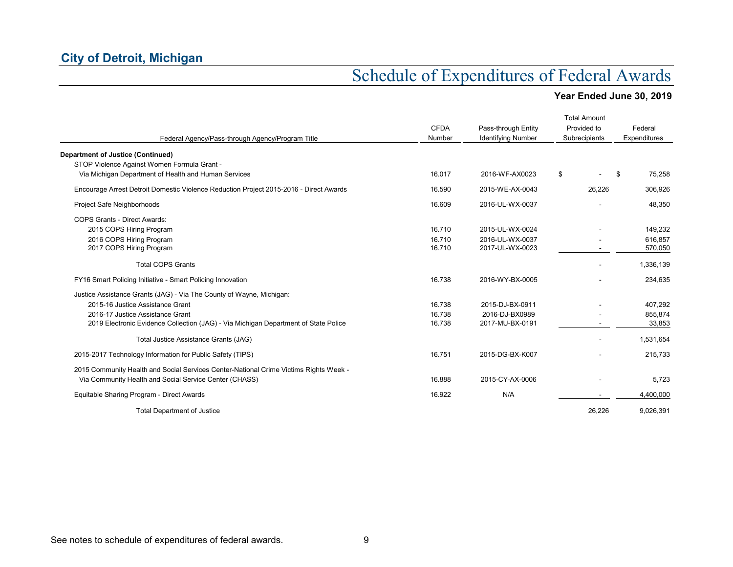# City of Detroit, Michigan

## Schedule of Expenditures of Federal Awards

### Year Ended June 30, 2019

| Federal Agency/Pass-through Agency/Program Title | CFDA Number | Pass-through Entity Identifying Number | Total Amount Provided to Subrecipients | Federal Expenditures |
|---|---|---|---|---|
| **Department of Justice (Continued)** | | | | |
| STOP Violence Against Women Formula Grant - Via Michigan Department of Health and Human Services | 16.017 | 2016-WF-AX0023 | $ - | $ 75,258 |
| Encourage Arrest Detroit Domestic Violence Reduction Project 2015-2016 - Direct Awards | 16.590 | 2015-WE-AX-0043 | 26,226 | 306,926 |
| Project Safe Neighborhoods | 16.609 | 2016-UL-WX-0037 | - | 48,350 |
| COPS Grants - Direct Awards: | | | | |
| 2015 COPS Hiring Program | 16.710 | 2015-UL-WX-0024 | - | 149,232 |
| 2016 COPS Hiring Program | 16.710 | 2016-UL-WX-0037 | - | 616,857 |
| 2017 COPS Hiring Program | 16.710 | 2017-UL-WX-0023 | - | 570,050 |
| Total COPS Grants | | | - | 1,336,139 |
| FY16 Smart Policing Initiative - Smart Policing Innovation | 16.738 | 2016-WY-BX-0005 | - | 234,635 |
| Justice Assistance Grants (JAG) - Via The County of Wayne, Michigan: | | | | |
| 2015-16 Justice Assistance Grant | 16.738 | 2015-DJ-BX-0911 | - | 407,292 |
| 2016-17 Justice Assistance Grant | 16.738 | 2016-DJ-BX0989 | - | 855,874 |
| 2019 Electronic Evidence Collection (JAG) - Via Michigan Department of State Police | 16.738 | 2017-MU-BX-0191 | - | 33,853 |
| Total Justice Assistance Grants (JAG) | | | - | 1,531,654 |
| 2015-2017 Technology Information for Public Safety (TIPS) | 16.751 | 2015-DG-BX-K007 | - | 215,733 |
| 2015 Community Health and Social Services Center-National Crime Victims Rights Week - Via Community Health and Social Service Center (CHASS) | 16.888 | 2015-CY-AX-0006 | - | 5,723 |
| Equitable Sharing Program - Direct Awards | 16.922 | N/A | - | 4,400,000 |
| Total Department of Justice | | | 26,226 | 9,026,391 |

See notes to schedule of expenditures of federal awards.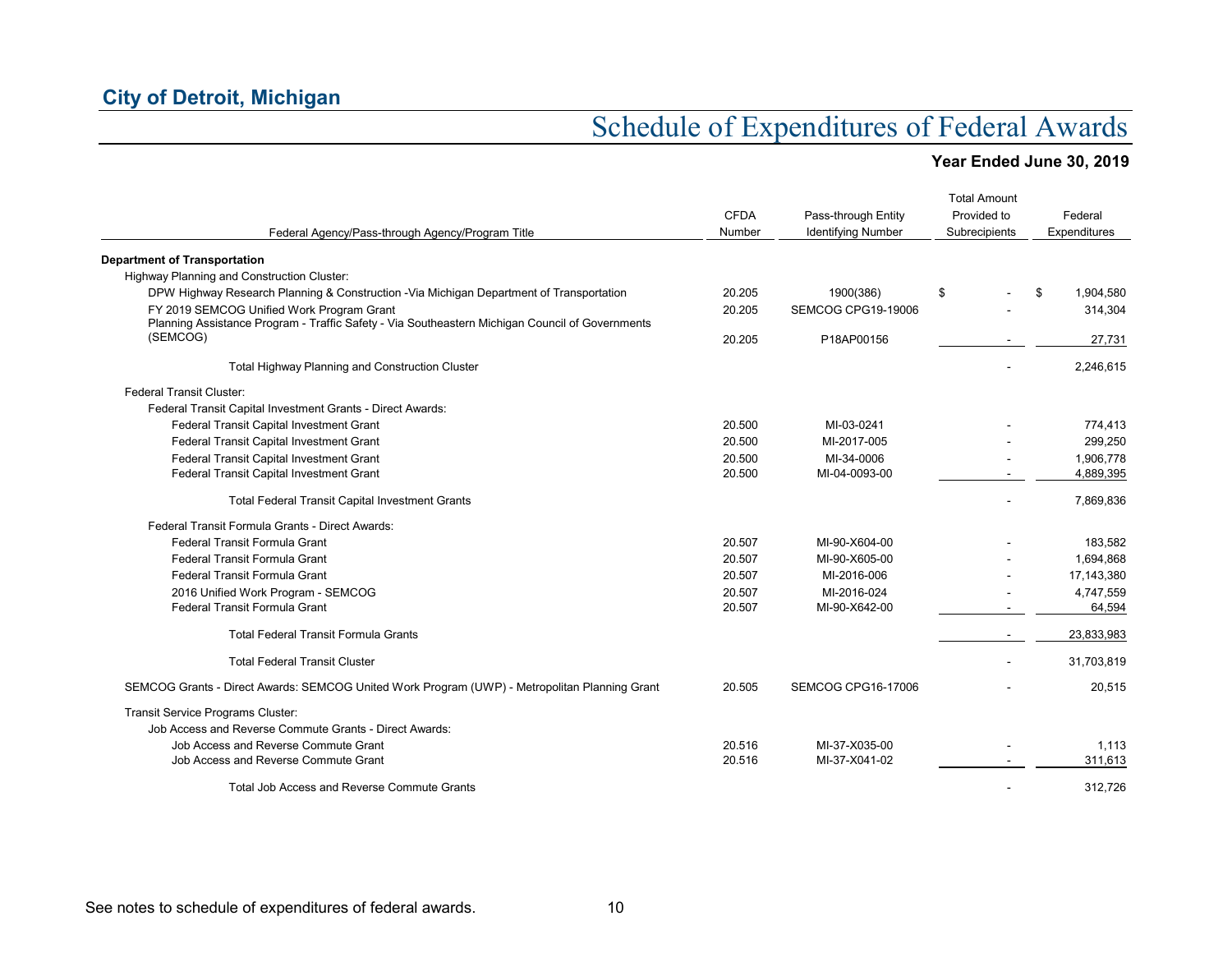## City of Detroit, Michigan

# Schedule of Expenditures of Federal Awards

### Year Ended June 30, 2019

| Federal Agency/Pass-through Agency/Program Title | CFDA Number | Pass-through Entity Identifying Number | Total Amount Provided to Subrecipients | Federal Expenditures |
|---|---|---|---|---|
| **Department of Transportation** | | | | |
| Highway Planning and Construction Cluster: | | | | |
| DPW Highway Research Planning & Construction -Via Michigan Department of Transportation | 20.205 | 1900(386) | $ - | $ 1,904,580 |
| FY 2019 SEMCOG Unified Work Program Grant | 20.205 | SEMCOG CPG19-19006 | - | 314,304 |
| Planning Assistance Program - Traffic Safety - Via Southeastern Michigan Council of Governments (SEMCOG) | 20.205 | P18AP00156 | - | 27,731 |
| Total Highway Planning and Construction Cluster | | | - | 2,246,615 |
| Federal Transit Cluster: | | | | |
| Federal Transit Capital Investment Grants - Direct Awards: | | | | |
| Federal Transit Capital Investment Grant | 20.500 | MI-03-0241 | - | 774,413 |
| Federal Transit Capital Investment Grant | 20.500 | MI-2017-005 | - | 299,250 |
| Federal Transit Capital Investment Grant | 20.500 | MI-34-0006 | - | 1,906,778 |
| Federal Transit Capital Investment Grant | 20.500 | MI-04-0093-00 | - | 4,889,395 |
| Total Federal Transit Capital Investment Grants | | | - | 7,869,836 |
| Federal Transit Formula Grants - Direct Awards: | | | | |
| Federal Transit Formula Grant | 20.507 | MI-90-X604-00 | - | 183,582 |
| Federal Transit Formula Grant | 20.507 | MI-90-X605-00 | - | 1,694,868 |
| Federal Transit Formula Grant | 20.507 | MI-2016-006 | - | 17,143,380 |
| 2016 Unified Work Program - SEMCOG | 20.507 | MI-2016-024 | - | 4,747,559 |
| Federal Transit Formula Grant | 20.507 | MI-90-X642-00 | - | 64,594 |
| Total Federal Transit Formula Grants | | | - | 23,833,983 |
| Total Federal Transit Cluster | | | - | 31,703,819 |
| SEMCOG Grants - Direct Awards: SEMCOG United Work Program (UWP) - Metropolitan Planning Grant | 20.505 | SEMCOG CPG16-17006 | - | 20,515 |
| Transit Service Programs Cluster: | | | | |
| Job Access and Reverse Commute Grants - Direct Awards: | | | | |
| Job Access and Reverse Commute Grant | 20.516 | MI-37-X035-00 | - | 1,113 |
| Job Access and Reverse Commute Grant | 20.516 | MI-37-X041-02 | - | 311,613 |
| Total Job Access and Reverse Commute Grants | | | - | 312,726 |

See notes to schedule of expenditures of federal awards.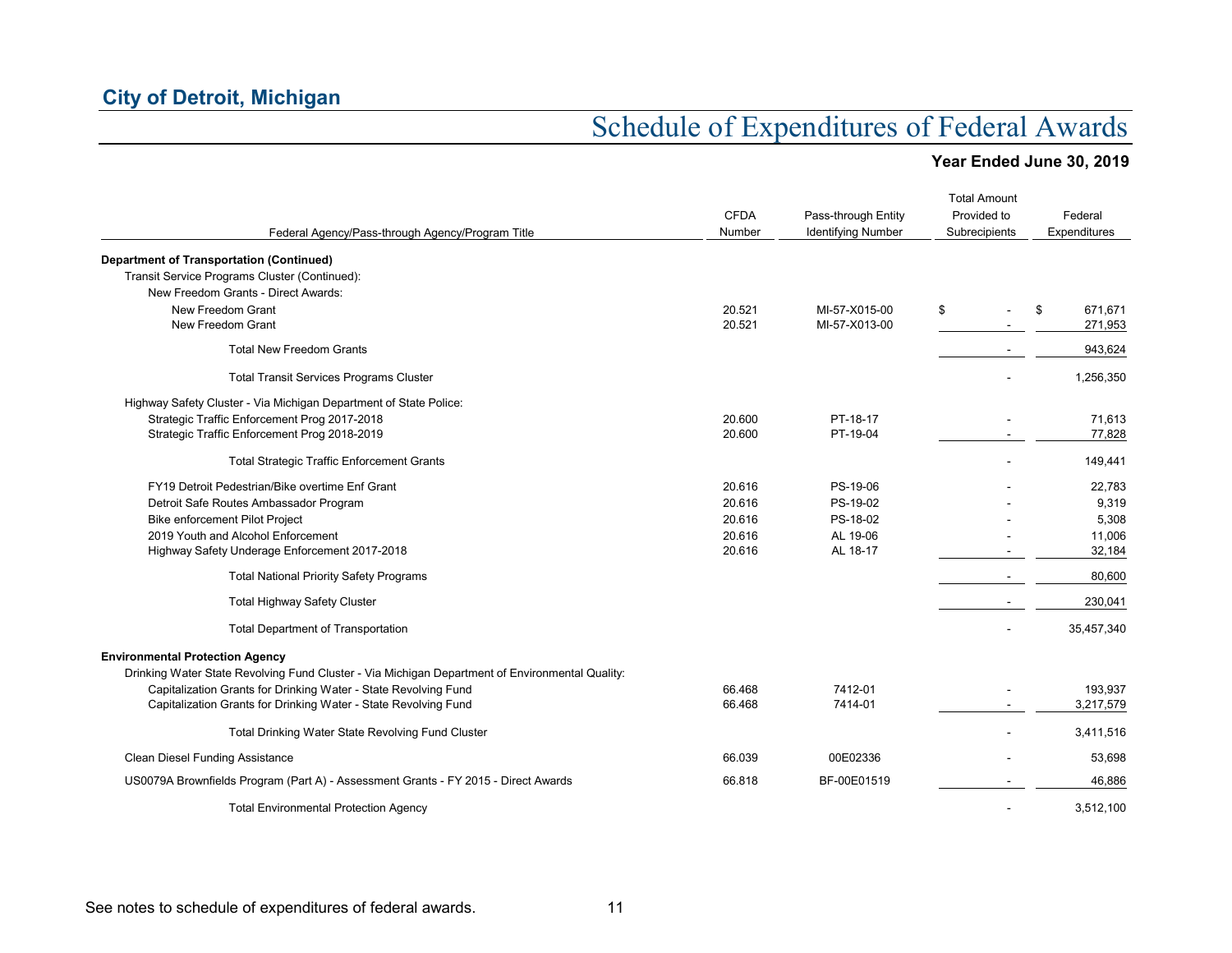## City of Detroit, Michigan

# Schedule of Expenditures of Federal Awards

### Year Ended June 30, 2019

| Federal Agency/Pass-through Agency/Program Title | CFDA Number | Pass-through Entity Identifying Number | Total Amount Provided to Subrecipients | Federal Expenditures |
|---|---|---|---|---|
| **Department of Transportation (Continued)** | | | | |
| Transit Service Programs Cluster (Continued): | | | | |
| New Freedom Grants - Direct Awards: | | | | |
| New Freedom Grant | 20.521 | MI-57-X015-00 | $ - | $ 671,671 |
| New Freedom Grant | 20.521 | MI-57-X013-00 | - | 271,953 |
| Total New Freedom Grants | | | - | 943,624 |
| Total Transit Services Programs Cluster | | | - | 1,256,350 |
| Highway Safety Cluster - Via Michigan Department of State Police: | | | | |
| Strategic Traffic Enforcement Prog 2017-2018 | 20.600 | PT-18-17 | - | 71,613 |
| Strategic Traffic Enforcement Prog 2018-2019 | 20.600 | PT-19-04 | - | 77,828 |
| Total Strategic Traffic Enforcement Grants | | | - | 149,441 |
| FY19 Detroit Pedestrian/Bike overtime Enf Grant | 20.616 | PS-19-06 | - | 22,783 |
| Detroit Safe Routes Ambassador Program | 20.616 | PS-19-02 | - | 9,319 |
| Bike enforcement Pilot Project | 20.616 | PS-18-02 | - | 5,308 |
| 2019 Youth and Alcohol Enforcement | 20.616 | AL 19-06 | - | 11,006 |
| Highway Safety Underage Enforcement 2017-2018 | 20.616 | AL 18-17 | - | 32,184 |
| Total National Priority Safety Programs | | | - | 80,600 |
| Total Highway Safety Cluster | | | - | 230,041 |
| Total Department of Transportation | | | - | 35,457,340 |
| **Environmental Protection Agency** | | | | |
| Drinking Water State Revolving Fund Cluster - Via Michigan Department of Environmental Quality: | | | | |
| Capitalization Grants for Drinking Water - State Revolving Fund | 66.468 | 7412-01 | - | 193,937 |
| Capitalization Grants for Drinking Water - State Revolving Fund | 66.468 | 7414-01 | - | 3,217,579 |
| Total Drinking Water State Revolving Fund Cluster | | | - | 3,411,516 |
| Clean Diesel Funding Assistance | 66.039 | 00E02336 | - | 53,698 |
| US0079A Brownfields Program (Part A) - Assessment Grants - FY 2015 - Direct Awards | 66.818 | BF-00E01519 | - | 46,886 |
| Total Environmental Protection Agency | | | - | 3,512,100 |

See notes to schedule of expenditures of federal awards.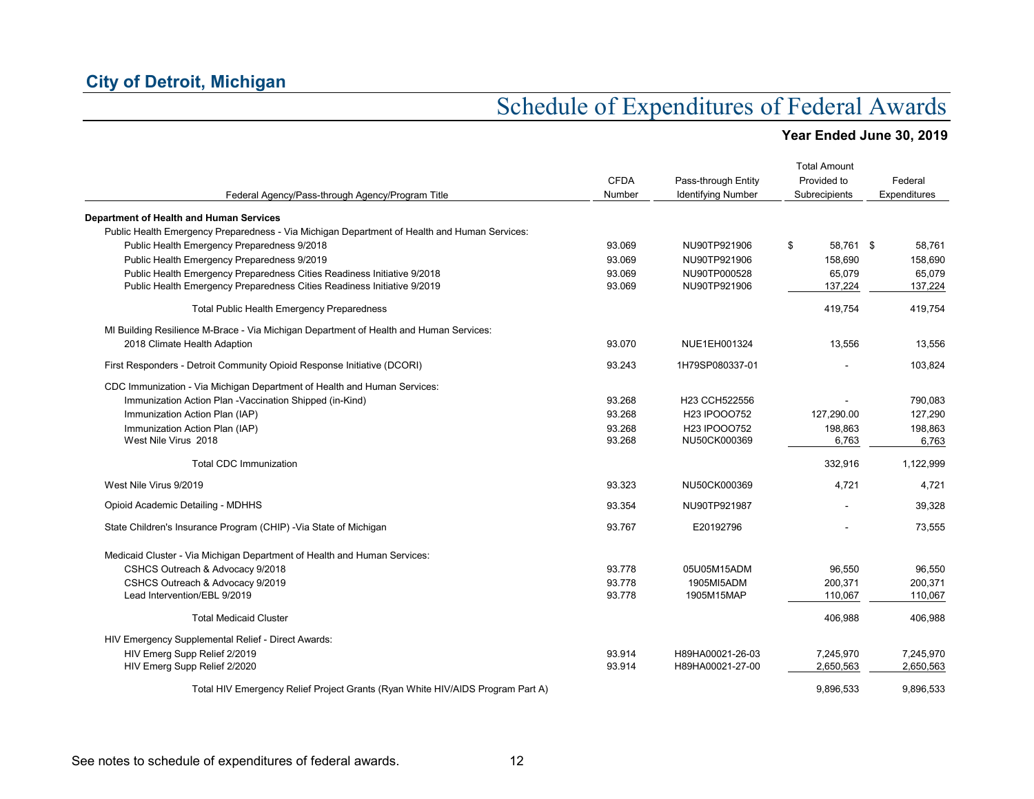## City of Detroit, Michigan

# Schedule of Expenditures of Federal Awards

### Year Ended June 30, 2019

| Federal Agency/Pass-through Agency/Program Title | CFDA Number | Pass-through Entity Identifying Number | Total Amount Provided to Subrecipients | Federal Expenditures |
|---|---|---|---|---|
| **Department of Health and Human Services** | | | | |
| Public Health Emergency Preparedness - Via Michigan Department of Health and Human Services: | | | | |
| Public Health Emergency Preparedness 9/2018 | 93.069 | NU90TP921906 | $ 58,761 | $ 58,761 |
| Public Health Emergency Preparedness 9/2019 | 93.069 | NU90TP921906 | 158,690 | 158,690 |
| Public Health Emergency Preparedness Cities Readiness Initiative 9/2018 | 93.069 | NU90TP000528 | 65,079 | 65,079 |
| Public Health Emergency Preparedness Cities Readiness Initiative 9/2019 | 93.069 | NU90TP921906 | 137,224 | 137,224 |
| Total Public Health Emergency Preparedness | | | 419,754 | 419,754 |
| MI Building Resilience M-Brace - Via Michigan Department of Health and Human Services: | | | | |
| 2018 Climate Health Adaption | 93.070 | NUE1EH001324 | 13,556 | 13,556 |
| First Responders - Detroit Community Opioid Response Initiative (DCORI) | 93.243 | 1H79SP080337-01 | - | 103,824 |
| CDC Immunization - Via Michigan Department of Health and Human Services: | | | | |
| Immunization Action Plan -Vaccination Shipped (in-Kind) | 93.268 | H23 CCH522556 | - | 790,083 |
| Immunization Action Plan (IAP) | 93.268 | H23 IPOOO752 | 127,290.00 | 127,290 |
| Immunization Action Plan (IAP) | 93.268 | H23 IPOOO752 | 198,863 | 198,863 |
| West Nile Virus 2018 | 93.268 | NU50CK000369 | 6,763 | 6,763 |
| Total CDC Immunization | | | 332,916 | 1,122,999 |
| West Nile Virus 9/2019 | 93.323 | NU50CK000369 | 4,721 | 4,721 |
| Opioid Academic Detailing - MDHHS | 93.354 | NU90TP921987 | - | 39,328 |
| State Children's Insurance Program (CHIP) -Via State of Michigan | 93.767 | E20192796 | - | 73,555 |
| Medicaid Cluster - Via Michigan Department of Health and Human Services: | | | | |
| CSHCS Outreach & Advocacy 9/2018 | 93.778 | 05U05M15ADM | 96,550 | 96,550 |
| CSHCS Outreach & Advocacy 9/2019 | 93.778 | 1905MI5ADM | 200,371 | 200,371 |
| Lead Intervention/EBL 9/2019 | 93.778 | 1905M15MAP | 110,067 | 110,067 |
| Total Medicaid Cluster | | | 406,988 | 406,988 |
| HIV Emergency Supplemental Relief - Direct Awards: | | | | |
| HIV Emerg Supp Relief 2/2019 | 93.914 | H89HA00021-26-03 | 7,245,970 | 7,245,970 |
| HIV Emerg Supp Relief 2/2020 | 93.914 | H89HA00021-27-00 | 2,650,563 | 2,650,563 |
| Total HIV Emergency Relief Project Grants (Ryan White HIV/AIDS Program Part A) | | | 9,896,533 | 9,896,533 |

See notes to schedule of expenditures of federal awards.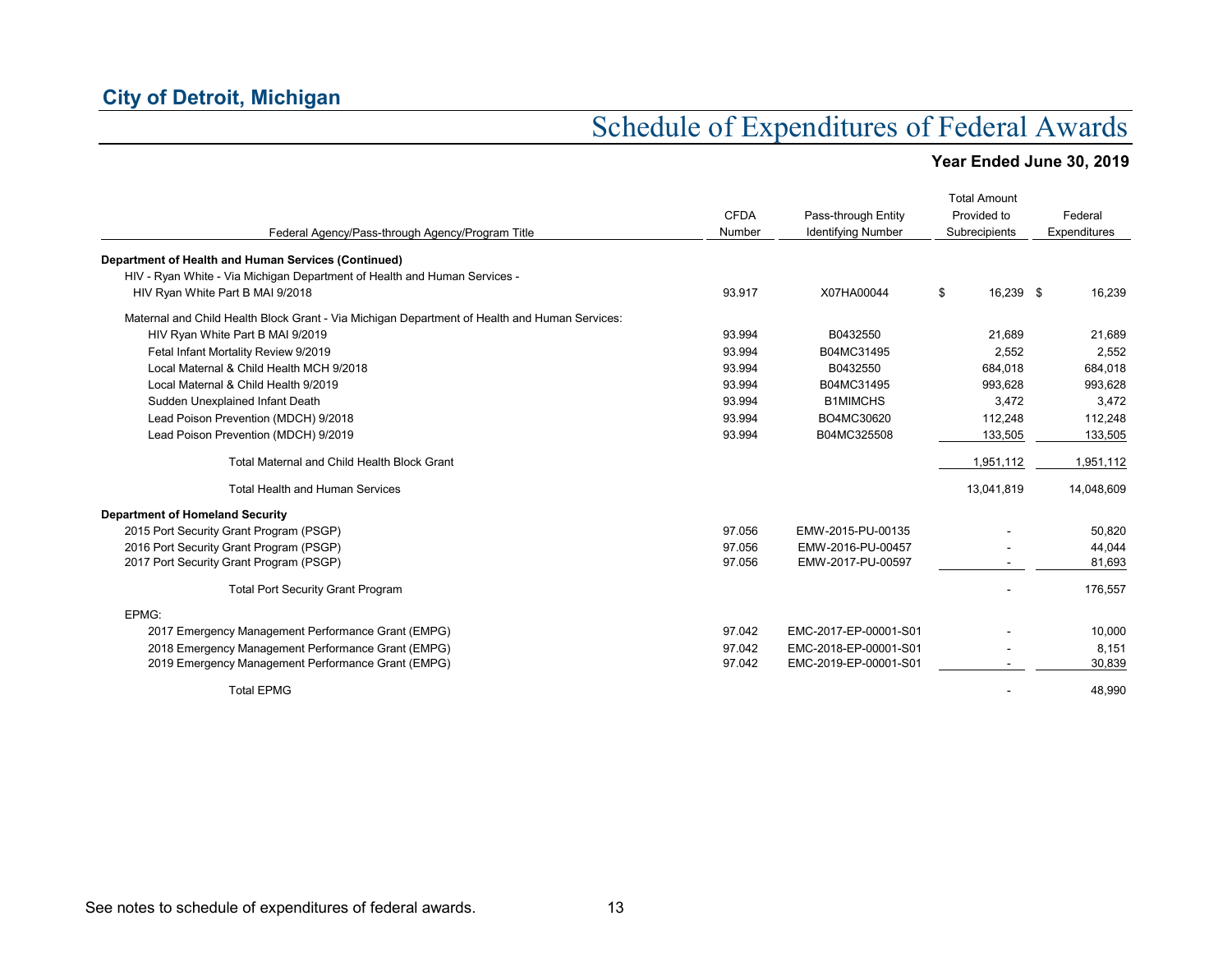## City of Detroit, Michigan

# Schedule of Expenditures of Federal Awards

### Year Ended June 30, 2019

| Federal Agency/Pass-through Agency/Program Title | CFDA Number | Pass-through Entity Identifying Number | Total Amount Provided to Subrecipients | Federal Expenditures |
|---|---|---|---|---|
| **Department of Health and Human Services (Continued)** | | | | |
| HIV - Ryan White - Via Michigan Department of Health and Human Services - | | | | |
| HIV Ryan White Part B MAI 9/2018 | 93.917 | X07HA00044 | $ 16,239 | $ 16,239 |
| Maternal and Child Health Block Grant - Via Michigan Department of Health and Human Services: | | | | |
| HIV Ryan White Part B MAI 9/2019 | 93.994 | B0432550 | 21,689 | 21,689 |
| Fetal Infant Mortality Review 9/2019 | 93.994 | B04MC31495 | 2,552 | 2,552 |
| Local Maternal & Child Health MCH 9/2018 | 93.994 | B0432550 | 684,018 | 684,018 |
| Local Maternal & Child Health 9/2019 | 93.994 | B04MC31495 | 993,628 | 993,628 |
| Sudden Unexplained Infant Death | 93.994 | B1MIMCHS | 3,472 | 3,472 |
| Lead Poison Prevention (MDCH) 9/2018 | 93.994 | BO4MC30620 | 112,248 | 112,248 |
| Lead Poison Prevention (MDCH) 9/2019 | 93.994 | B04MC325508 | 133,505 | 133,505 |
| Total Maternal and Child Health Block Grant | | | 1,951,112 | 1,951,112 |
| Total Health and Human Services | | | 13,041,819 | 14,048,609 |
| **Department of Homeland Security** | | | | |
| 2015 Port Security Grant Program (PSGP) | 97.056 | EMW-2015-PU-00135 | - | 50,820 |
| 2016 Port Security Grant Program (PSGP) | 97.056 | EMW-2016-PU-00457 | - | 44,044 |
| 2017 Port Security Grant Program (PSGP) | 97.056 | EMW-2017-PU-00597 | - | 81,693 |
| Total Port Security Grant Program | | | - | 176,557 |
| EPMG: | | | | |
| 2017 Emergency Management Performance Grant (EMPG) | 97.042 | EMC-2017-EP-00001-S01 | - | 10,000 |
| 2018 Emergency Management Performance Grant (EMPG) | 97.042 | EMC-2018-EP-00001-S01 | - | 8,151 |
| 2019 Emergency Management Performance Grant (EMPG) | 97.042 | EMC-2019-EP-00001-S01 | - | 30,839 |
| Total EPMG | | | - | 48,990 |

See notes to schedule of expenditures of federal awards.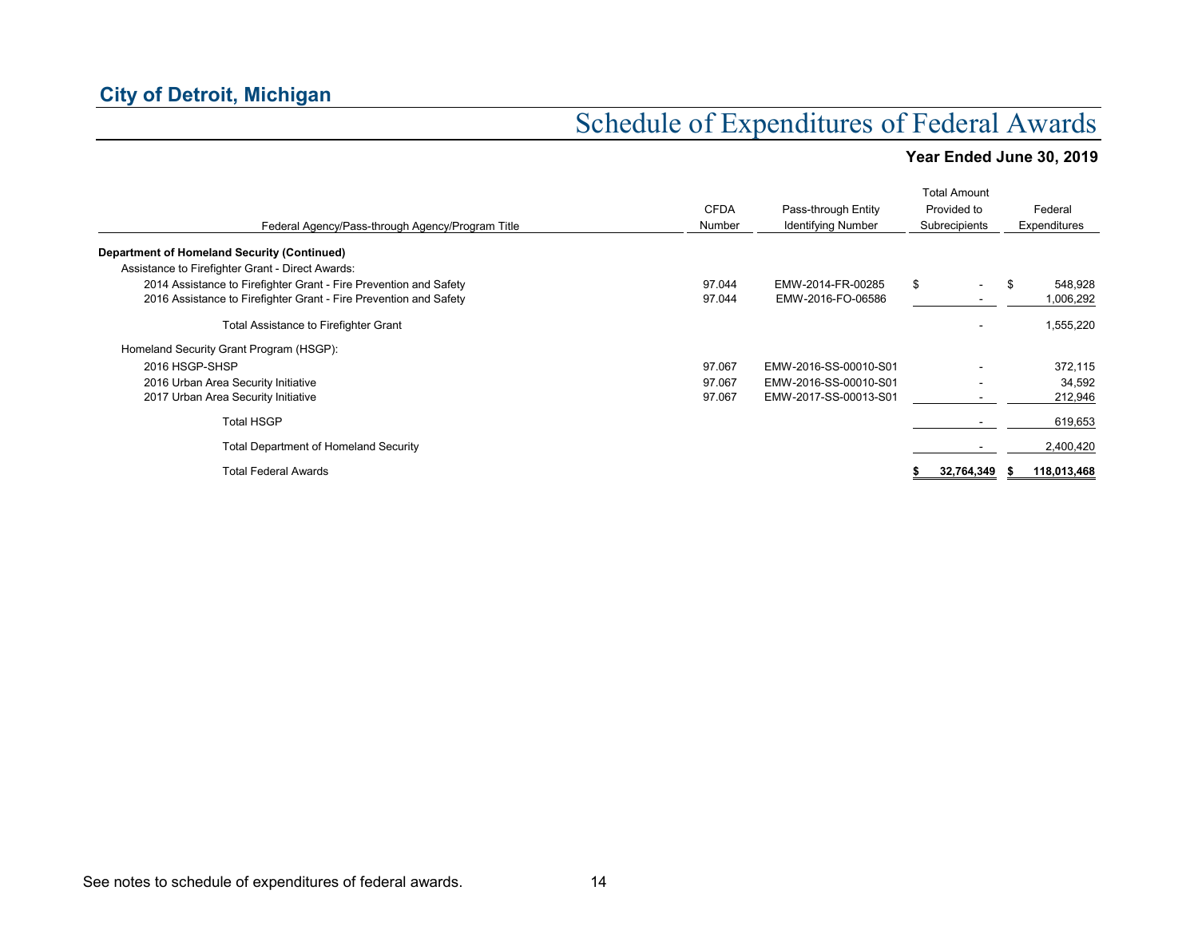## City of Detroit, Michigan

# Schedule of Expenditures of Federal Awards

### Year Ended June 30, 2019

| Federal Agency/Pass-through Agency/Program Title | CFDA Number | Pass-through Entity Identifying Number | Total Amount Provided to Subrecipients | Federal Expenditures |
|---|---|---|---|---|
| **Department of Homeland Security (Continued)** | | | | |
| Assistance to Firefighter Grant - Direct Awards: | | | | |
| 2014 Assistance to Firefighter Grant - Fire Prevention and Safety | 97.044 | EMW-2014-FR-00285 | $ - | $ 548,928 |
| 2016 Assistance to Firefighter Grant - Fire Prevention and Safety | 97.044 | EMW-2016-FO-06586 | - | 1,006,292 |
| Total Assistance to Firefighter Grant | | | - | 1,555,220 |
| Homeland Security Grant Program (HSGP): | | | | |
| 2016 HSGP-SHSP | 97.067 | EMW-2016-SS-00010-S01 | - | 372,115 |
| 2016 Urban Area Security Initiative | 97.067 | EMW-2016-SS-00010-S01 | - | 34,592 |
| 2017 Urban Area Security Initiative | 97.067 | EMW-2017-SS-00013-S01 | - | 212,946 |
| Total HSGP | | | - | 619,653 |
| Total Department of Homeland Security | | | - | 2,400,420 |
| Total Federal Awards | | | **$ 32,764,349** | **$ 118,013,468** |

See notes to schedule of expenditures of federal awards.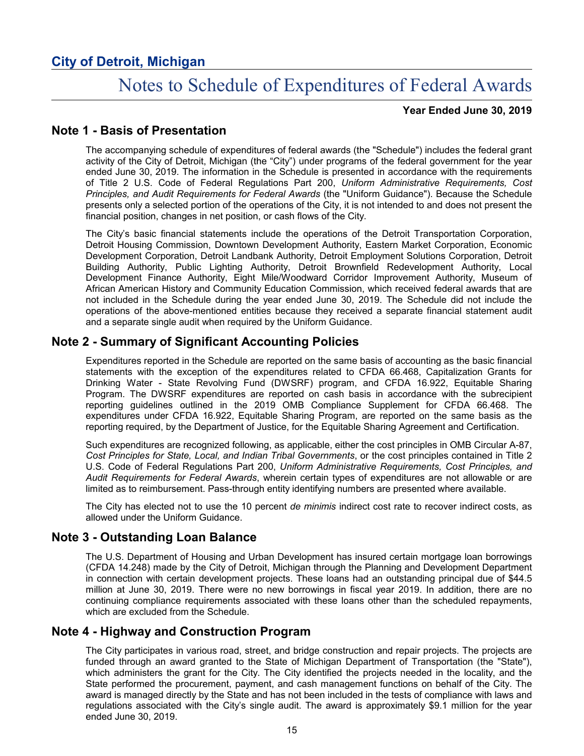**City of Detroit, Michigan**

# Notes to Schedule of Expenditures of Federal Awards

**Year Ended June 30, 2019**

## Note 1 - Basis of Presentation

The accompanying schedule of expenditures of federal awards (the "Schedule") includes the federal grant activity of the City of Detroit, Michigan (the "City") under programs of the federal government for the year ended June 30, 2019. The information in the Schedule is presented in accordance with the requirements of Title 2 U.S. Code of Federal Regulations Part 200, *Uniform Administrative Requirements, Cost Principles, and Audit Requirements for Federal Awards* (the "Uniform Guidance"). Because the Schedule presents only a selected portion of the operations of the City, it is not intended to and does not present the financial position, changes in net position, or cash flows of the City.

The City's basic financial statements include the operations of the Detroit Transportation Corporation, Detroit Housing Commission, Downtown Development Authority, Eastern Market Corporation, Economic Development Corporation, Detroit Landbank Authority, Detroit Employment Solutions Corporation, Detroit Building Authority, Public Lighting Authority, Detroit Brownfield Redevelopment Authority, Local Development Finance Authority, Eight Mile/Woodward Corridor Improvement Authority, Museum of African American History and Community Education Commission, which received federal awards that are not included in the Schedule during the year ended June 30, 2019. The Schedule did not include the operations of the above-mentioned entities because they received a separate financial statement audit and a separate single audit when required by the Uniform Guidance.

## Note 2 - Summary of Significant Accounting Policies

Expenditures reported in the Schedule are reported on the same basis of accounting as the basic financial statements with the exception of the expenditures related to CFDA 66.468, Capitalization Grants for Drinking Water - State Revolving Fund (DWSRF) program, and CFDA 16.922, Equitable Sharing Program. The DWSRF expenditures are reported on cash basis in accordance with the subrecipient reporting guidelines outlined in the 2019 OMB Compliance Supplement for CFDA 66.468. The expenditures under CFDA 16.922, Equitable Sharing Program, are reported on the same basis as the reporting required, by the Department of Justice, for the Equitable Sharing Agreement and Certification.

Such expenditures are recognized following, as applicable, either the cost principles in OMB Circular A-87, *Cost Principles for State, Local, and Indian Tribal Governments*, or the cost principles contained in Title 2 U.S. Code of Federal Regulations Part 200, *Uniform Administrative Requirements, Cost Principles, and Audit Requirements for Federal Awards*, wherein certain types of expenditures are not allowable or are limited as to reimbursement. Pass-through entity identifying numbers are presented where available.

The City has elected not to use the 10 percent *de minimis* indirect cost rate to recover indirect costs, as allowed under the Uniform Guidance.

## Note 3 - Outstanding Loan Balance

The U.S. Department of Housing and Urban Development has insured certain mortgage loan borrowings (CFDA 14.248) made by the City of Detroit, Michigan through the Planning and Development Department in connection with certain development projects. These loans had an outstanding principal due of $44.5 million at June 30, 2019. There were no new borrowings in fiscal year 2019. In addition, there are no continuing compliance requirements associated with these loans other than the scheduled repayments, which are excluded from the Schedule.

## Note 4 - Highway and Construction Program

The City participates in various road, street, and bridge construction and repair projects. The projects are funded through an award granted to the State of Michigan Department of Transportation (the "State"), which administers the grant for the City. The City identified the projects needed in the locality, and the State performed the procurement, payment, and cash management functions on behalf of the City. The award is managed directly by the State and has not been included in the tests of compliance with laws and regulations associated with the City's single audit. The award is approximately $9.1 million for the year ended June 30, 2019.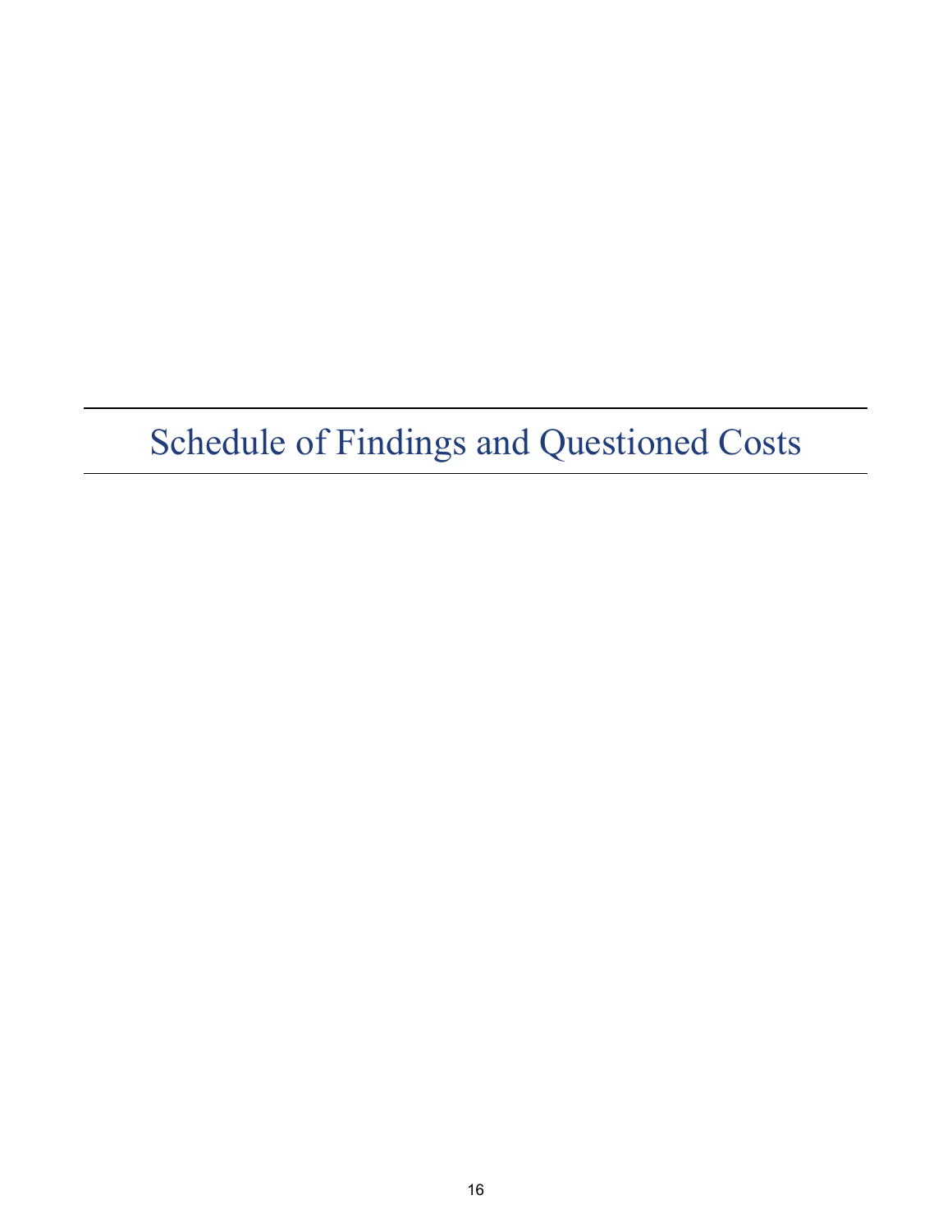# Schedule of Findings and Questioned Costs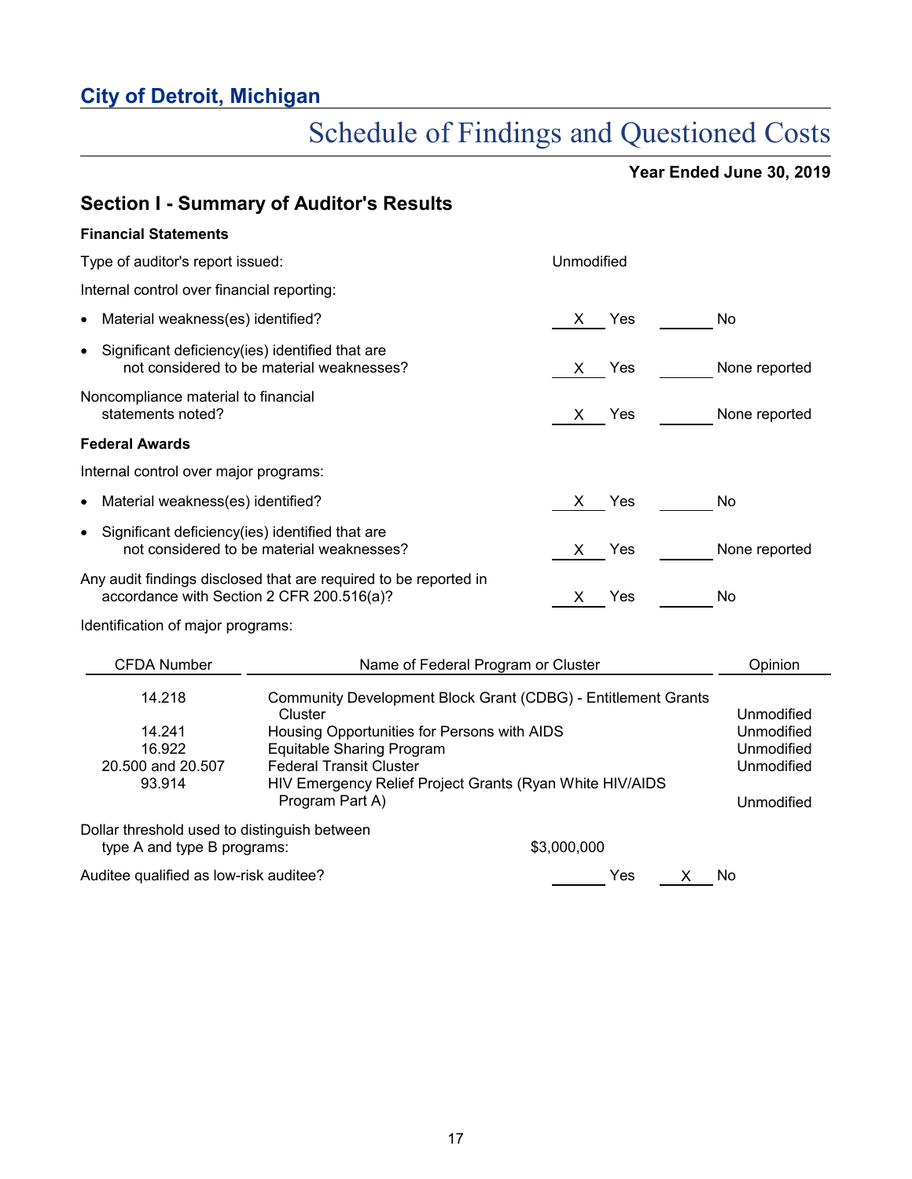# City of Detroit, Michigan

## Schedule of Findings and Questioned Costs

**Year Ended June 30, 2019**

## Section I - Summary of Auditor's Results

**Financial Statements**

Type of auditor's report issued: Unmodified

Internal control over financial reporting:

| | | |
|---|---|---|
| • Material weakness(es) identified? | X Yes | ____ No |
| • Significant deficiency(ies) identified that are not considered to be material weaknesses? | X Yes | ____ None reported |
| Noncompliance material to financial statements noted? | X Yes | ____ None reported |

**Federal Awards**

Internal control over major programs:

| | | |
|---|---|---|
| • Material weakness(es) identified? | X Yes | ____ No |
| • Significant deficiency(ies) identified that are not considered to be material weaknesses? | X Yes | ____ None reported |
| Any audit findings disclosed that are required to be reported in accordance with Section 2 CFR 200.516(a)? | X Yes | ____ No |

Identification of major programs:

| CFDA Number | Name of Federal Program or Cluster | Opinion |
|---|---|---|
| 14.218 | Community Development Block Grant (CDBG) - Entitlement Grants Cluster | Unmodified |
| 14.241 | Housing Opportunities for Persons with AIDS | Unmodified |
| 16.922 | Equitable Sharing Program | Unmodified |
| 20.500 and 20.507 | Federal Transit Cluster | Unmodified |
| 93.914 | HIV Emergency Relief Project Grants (Ryan White HIV/AIDS Program Part A) | Unmodified |

Dollar threshold used to distinguish between type A and type B programs: $3,000,000

Auditee qualified as low-risk auditee? ____ Yes X No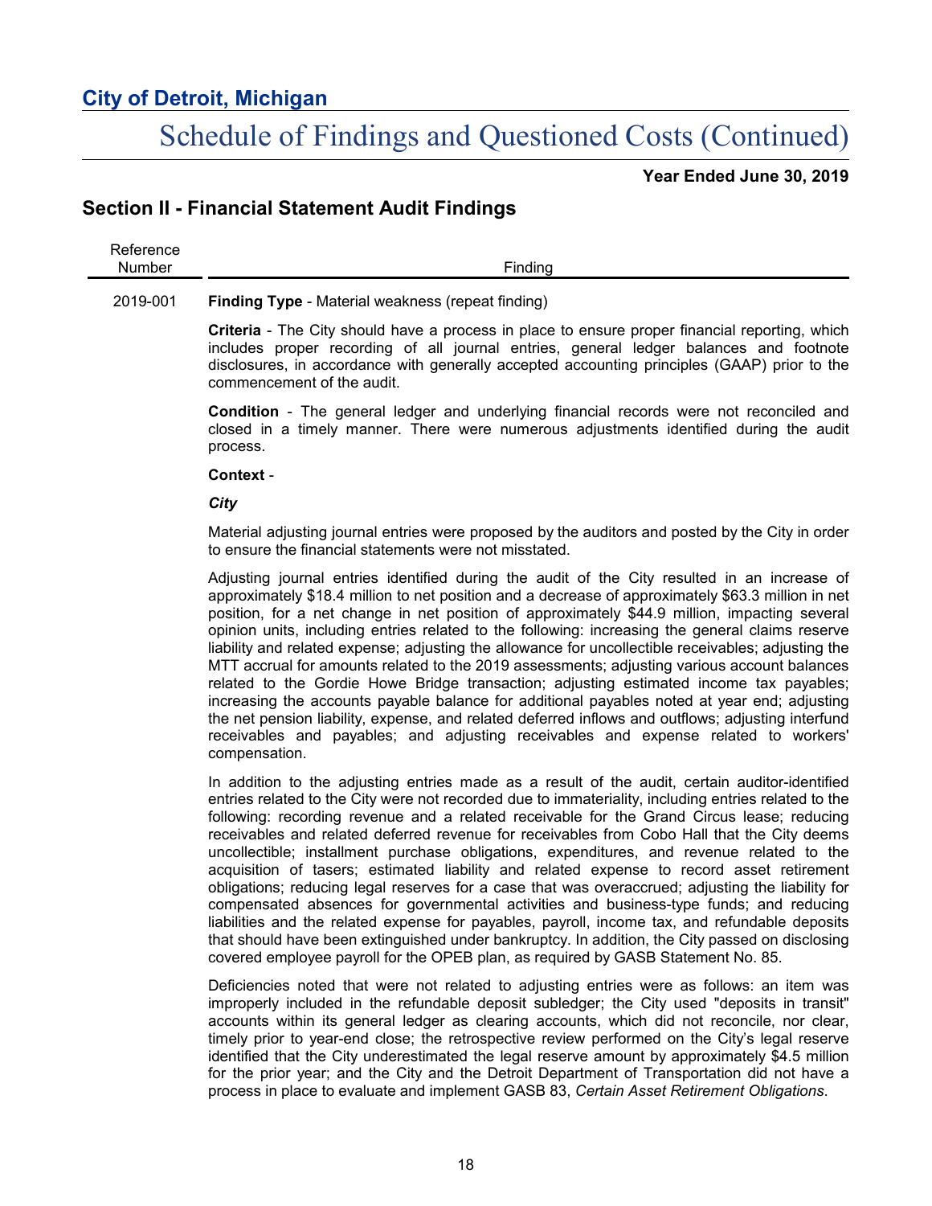# City of Detroit, Michigan

## Schedule of Findings and Questioned Costs (Continued)

**Year Ended June 30, 2019**

## Section II - Financial Statement Audit Findings

| Reference Number | Finding |
|---|---|
| 2019-001 | **Finding Type** - Material weakness (repeat finding) |

**Criteria** - The City should have a process in place to ensure proper financial reporting, which includes proper recording of all journal entries, general ledger balances and footnote disclosures, in accordance with generally accepted accounting principles (GAAP) prior to the commencement of the audit.

**Condition** - The general ledger and underlying financial records were not reconciled and closed in a timely manner. There were numerous adjustments identified during the audit process.

**Context** -

***City***

Material adjusting journal entries were proposed by the auditors and posted by the City in order to ensure the financial statements were not misstated.

Adjusting journal entries identified during the audit of the City resulted in an increase of approximately $18.4 million to net position and a decrease of approximately $63.3 million in net position, for a net change in net position of approximately $44.9 million, impacting several opinion units, including entries related to the following: increasing the general claims reserve liability and related expense; adjusting the allowance for uncollectible receivables; adjusting the MTT accrual for amounts related to the 2019 assessments; adjusting various account balances related to the Gordie Howe Bridge transaction; adjusting estimated income tax payables; increasing the accounts payable balance for additional payables noted at year end; adjusting the net pension liability, expense, and related deferred inflows and outflows; adjusting interfund receivables and payables; and adjusting receivables and expense related to workers' compensation.

In addition to the adjusting entries made as a result of the audit, certain auditor-identified entries related to the City were not recorded due to immateriality, including entries related to the following: recording revenue and a related receivable for the Grand Circus lease; reducing receivables and related deferred revenue for receivables from Cobo Hall that the City deems uncollectible; installment purchase obligations, expenditures, and revenue related to the acquisition of tasers; estimated liability and related expense to record asset retirement obligations; reducing legal reserves for a case that was overaccrued; adjusting the liability for compensated absences for governmental activities and business-type funds; and reducing liabilities and the related expense for payables, payroll, income tax, and refundable deposits that should have been extinguished under bankruptcy. In addition, the City passed on disclosing covered employee payroll for the OPEB plan, as required by GASB Statement No. 85.

Deficiencies noted that were not related to adjusting entries were as follows: an item was improperly included in the refundable deposit subledger; the City used "deposits in transit" accounts within its general ledger as clearing accounts, which did not reconcile, nor clear, timely prior to year-end close; the retrospective review performed on the City's legal reserve identified that the City underestimated the legal reserve amount by approximately $4.5 million for the prior year; and the City and the Detroit Department of Transportation did not have a process in place to evaluate and implement GASB 83, *Certain Asset Retirement Obligations*.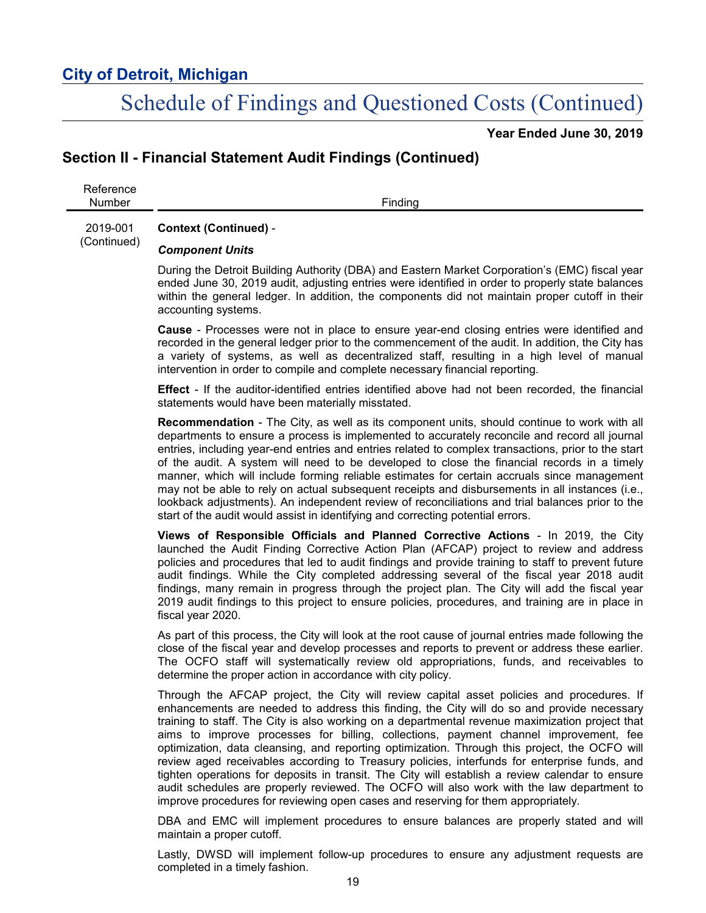## Section II - Financial Statement Audit Findings (Continued)

| Reference Number | Finding |
|---|---|
| 2019-001 (Continued) | **Context (Continued)** - |

***Component Units***

During the Detroit Building Authority (DBA) and Eastern Market Corporation's (EMC) fiscal year ended June 30, 2019 audit, adjusting entries were identified in order to properly state balances within the general ledger. In addition, the components did not maintain proper cutoff in their accounting systems.

**Cause** - Processes were not in place to ensure year-end closing entries were identified and recorded in the general ledger prior to the commencement of the audit. In addition, the City has a variety of systems, as well as decentralized staff, resulting in a high level of manual intervention in order to compile and complete necessary financial reporting.

**Effect** - If the auditor-identified entries identified above had not been recorded, the financial statements would have been materially misstated.

**Recommendation** - The City, as well as its component units, should continue to work with all departments to ensure a process is implemented to accurately reconcile and record all journal entries, including year-end entries and entries related to complex transactions, prior to the start of the audit. A system will need to be developed to close the financial records in a timely manner, which will include forming reliable estimates for certain accruals since management may not be able to rely on actual subsequent receipts and disbursements in all instances (i.e., lookback adjustments). An independent review of reconciliations and trial balances prior to the start of the audit would assist in identifying and correcting potential errors.

**Views of Responsible Officials and Planned Corrective Actions** - In 2019, the City launched the Audit Finding Corrective Action Plan (AFCAP) project to review and address policies and procedures that led to audit findings and provide training to staff to prevent future audit findings. While the City completed addressing several of the fiscal year 2018 audit findings, many remain in progress through the project plan. The City will add the fiscal year 2019 audit findings to this project to ensure policies, procedures, and training are in place in fiscal year 2020.

As part of this process, the City will look at the root cause of journal entries made following the close of the fiscal year and develop processes and reports to prevent or address these earlier. The OCFO staff will systematically review old appropriations, funds, and receivables to determine the proper action in accordance with city policy.

Through the AFCAP project, the City will review capital asset policies and procedures. If enhancements are needed to address this finding, the City will do so and provide necessary training to staff. The City is also working on a departmental revenue maximization project that aims to improve processes for billing, collections, payment channel improvement, fee optimization, data cleansing, and reporting optimization. Through this project, the OCFO will review aged receivables according to Treasury policies, interfunds for enterprise funds, and tighten operations for deposits in transit. The City will establish a review calendar to ensure audit schedules are properly reviewed. The OCFO will also work with the law department to improve procedures for reviewing open cases and reserving for them appropriately.

DBA and EMC will implement procedures to ensure balances are properly stated and will maintain a proper cutoff.

Lastly, DWSD will implement follow-up procedures to ensure any adjustment requests are completed in a timely fashion.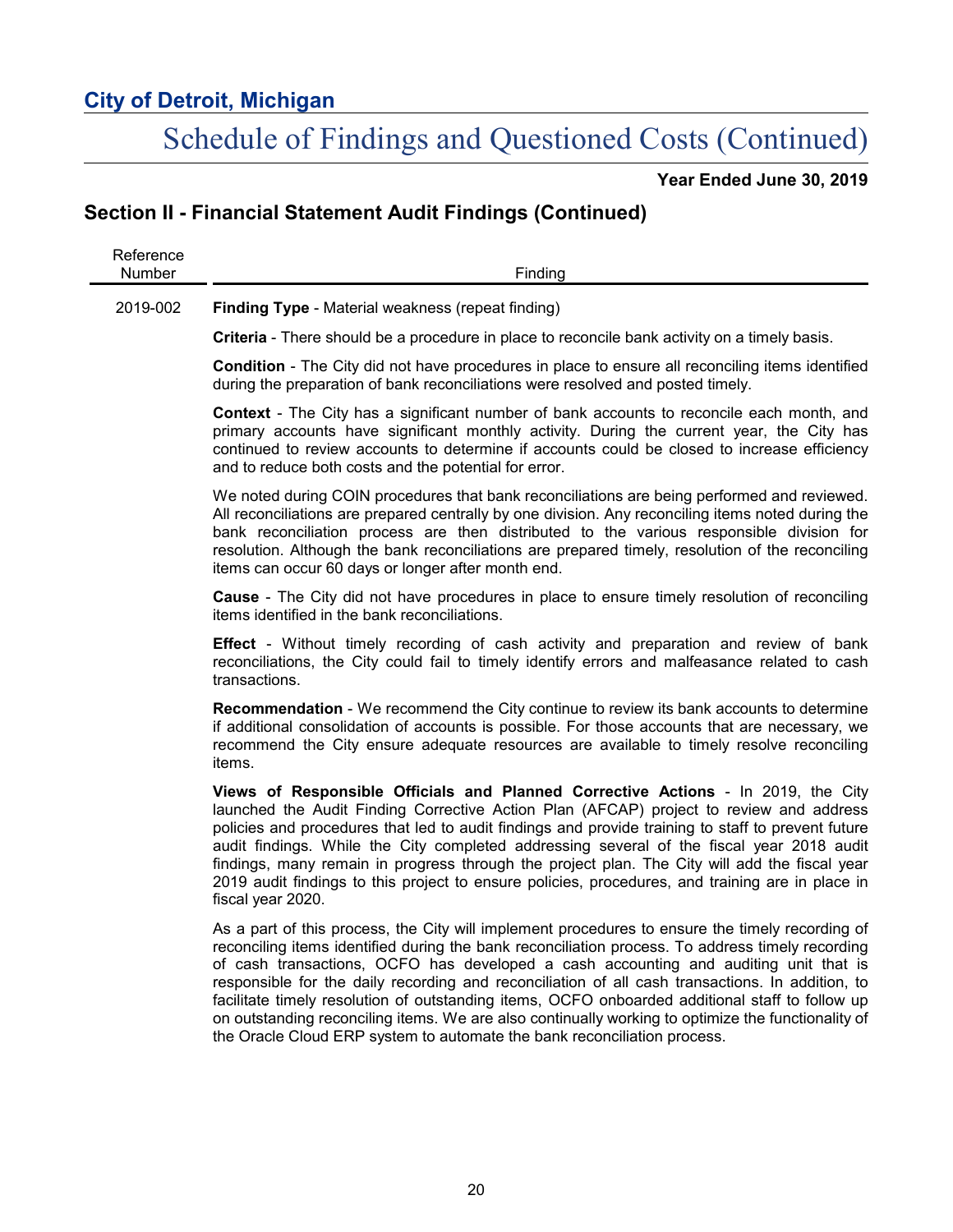## City of Detroit, Michigan

# Schedule of Findings and Questioned Costs (Continued)

**Year Ended June 30, 2019**

## Section II - Financial Statement Audit Findings (Continued)

| Reference Number | Finding |
|---|---|
| 2019-002 | **Finding Type** - Material weakness (repeat finding) |

**Criteria** - There should be a procedure in place to reconcile bank activity on a timely basis.

**Condition** - The City did not have procedures in place to ensure all reconciling items identified during the preparation of bank reconciliations were resolved and posted timely.

**Context** - The City has a significant number of bank accounts to reconcile each month, and primary accounts have significant monthly activity. During the current year, the City has continued to review accounts to determine if accounts could be closed to increase efficiency and to reduce both costs and the potential for error.

We noted during COIN procedures that bank reconciliations are being performed and reviewed. All reconciliations are prepared centrally by one division. Any reconciling items noted during the bank reconciliation process are then distributed to the various responsible division for resolution. Although the bank reconciliations are prepared timely, resolution of the reconciling items can occur 60 days or longer after month end.

**Cause** - The City did not have procedures in place to ensure timely resolution of reconciling items identified in the bank reconciliations.

**Effect** - Without timely recording of cash activity and preparation and review of bank reconciliations, the City could fail to timely identify errors and malfeasance related to cash transactions.

**Recommendation** - We recommend the City continue to review its bank accounts to determine if additional consolidation of accounts is possible. For those accounts that are necessary, we recommend the City ensure adequate resources are available to timely resolve reconciling items.

**Views of Responsible Officials and Planned Corrective Actions** - In 2019, the City launched the Audit Finding Corrective Action Plan (AFCAP) project to review and address policies and procedures that led to audit findings and provide training to staff to prevent future audit findings. While the City completed addressing several of the fiscal year 2018 audit findings, many remain in progress through the project plan. The City will add the fiscal year 2019 audit findings to this project to ensure policies, procedures, and training are in place in fiscal year 2020.

As a part of this process, the City will implement procedures to ensure the timely recording of reconciling items identified during the bank reconciliation process. To address timely recording of cash transactions, OCFO has developed a cash accounting and auditing unit that is responsible for the daily recording and reconciliation of all cash transactions. In addition, to facilitate timely resolution of outstanding items, OCFO onboarded additional staff to follow up on outstanding reconciling items. We are also continually working to optimize the functionality of the Oracle Cloud ERP system to automate the bank reconciliation process.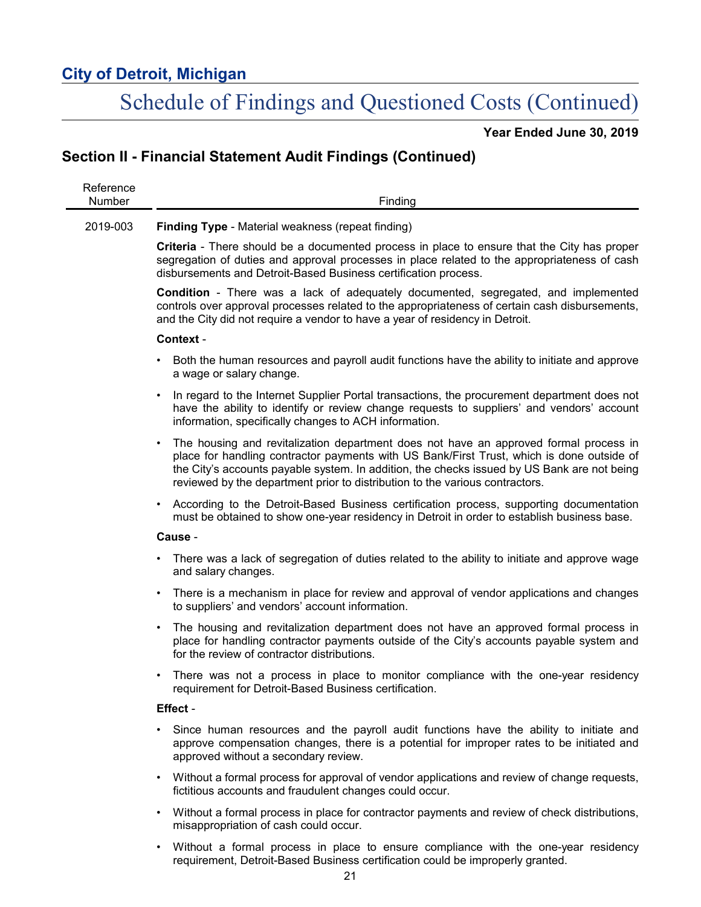# City of Detroit, Michigan

## Schedule of Findings and Questioned Costs (Continued)

**Year Ended June 30, 2019**

## Section II - Financial Statement Audit Findings (Continued)

| Reference Number | Finding |
|---|---|

**2019-003**

**Finding Type** - Material weakness (repeat finding)

**Criteria** - There should be a documented process in place to ensure that the City has proper segregation of duties and approval processes in place related to the appropriateness of cash disbursements and Detroit-Based Business certification process.

**Condition** - There was a lack of adequately documented, segregated, and implemented controls over approval processes related to the appropriateness of certain cash disbursements, and the City did not require a vendor to have a year of residency in Detroit.

**Context** -

- Both the human resources and payroll audit functions have the ability to initiate and approve a wage or salary change.
- In regard to the Internet Supplier Portal transactions, the procurement department does not have the ability to identify or review change requests to suppliers' and vendors' account information, specifically changes to ACH information.
- The housing and revitalization department does not have an approved formal process in place for handling contractor payments with US Bank/First Trust, which is done outside of the City's accounts payable system. In addition, the checks issued by US Bank are not being reviewed by the department prior to distribution to the various contractors.
- According to the Detroit-Based Business certification process, supporting documentation must be obtained to show one-year residency in Detroit in order to establish business base.

**Cause** -

- There was a lack of segregation of duties related to the ability to initiate and approve wage and salary changes.
- There is a mechanism in place for review and approval of vendor applications and changes to suppliers' and vendors' account information.
- The housing and revitalization department does not have an approved formal process in place for handling contractor payments outside of the City's accounts payable system and for the review of contractor distributions.
- There was not a process in place to monitor compliance with the one-year residency requirement for Detroit-Based Business certification.

**Effect** -

- Since human resources and the payroll audit functions have the ability to initiate and approve compensation changes, there is a potential for improper rates to be initiated and approved without a secondary review.
- Without a formal process for approval of vendor applications and review of change requests, fictitious accounts and fraudulent changes could occur.
- Without a formal process in place for contractor payments and review of check distributions, misappropriation of cash could occur.
- Without a formal process in place to ensure compliance with the one-year residency requirement, Detroit-Based Business certification could be improperly granted.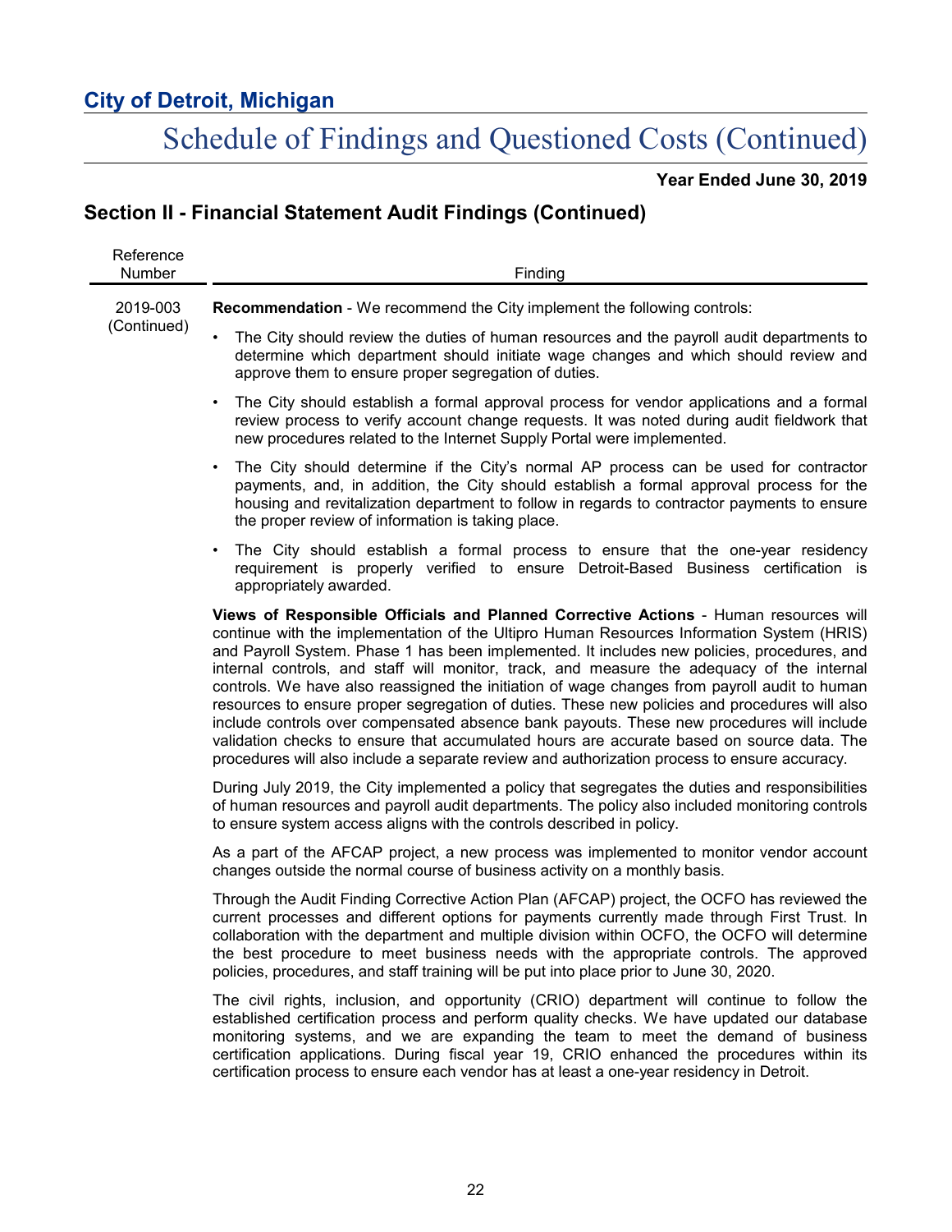## City of Detroit, Michigan

# Schedule of Findings and Questioned Costs (Continued)

**Year Ended June 30, 2019**

## Section II - Financial Statement Audit Findings (Continued)

| Reference Number | Finding |
|---|---|
| 2019-003 (Continued) | |

**Recommendation** - We recommend the City implement the following controls:

- The City should review the duties of human resources and the payroll audit departments to determine which department should initiate wage changes and which should review and approve them to ensure proper segregation of duties.
- The City should establish a formal approval process for vendor applications and a formal review process to verify account change requests. It was noted during audit fieldwork that new procedures related to the Internet Supply Portal were implemented.
- The City should determine if the City's normal AP process can be used for contractor payments, and, in addition, the City should establish a formal approval process for the housing and revitalization department to follow in regards to contractor payments to ensure the proper review of information is taking place.
- The City should establish a formal process to ensure that the one-year residency requirement is properly verified to ensure Detroit-Based Business certification is appropriately awarded.

**Views of Responsible Officials and Planned Corrective Actions** - Human resources will continue with the implementation of the Ultipro Human Resources Information System (HRIS) and Payroll System. Phase 1 has been implemented. It includes new policies, procedures, and internal controls, and staff will monitor, track, and measure the adequacy of the internal controls. We have also reassigned the initiation of wage changes from payroll audit to human resources to ensure proper segregation of duties. These new policies and procedures will also include controls over compensated absence bank payouts. These new procedures will include validation checks to ensure that accumulated hours are accurate based on source data. The procedures will also include a separate review and authorization process to ensure accuracy.

During July 2019, the City implemented a policy that segregates the duties and responsibilities of human resources and payroll audit departments. The policy also included monitoring controls to ensure system access aligns with the controls described in policy.

As a part of the AFCAP project, a new process was implemented to monitor vendor account changes outside the normal course of business activity on a monthly basis.

Through the Audit Finding Corrective Action Plan (AFCAP) project, the OCFO has reviewed the current processes and different options for payments currently made through First Trust. In collaboration with the department and multiple division within OCFO, the OCFO will determine the best procedure to meet business needs with the appropriate controls. The approved policies, procedures, and staff training will be put into place prior to June 30, 2020.

The civil rights, inclusion, and opportunity (CRIO) department will continue to follow the established certification process and perform quality checks. We have updated our database monitoring systems, and we are expanding the team to meet the demand of business certification applications. During fiscal year 19, CRIO enhanced the procedures within its certification process to ensure each vendor has at least a one-year residency in Detroit.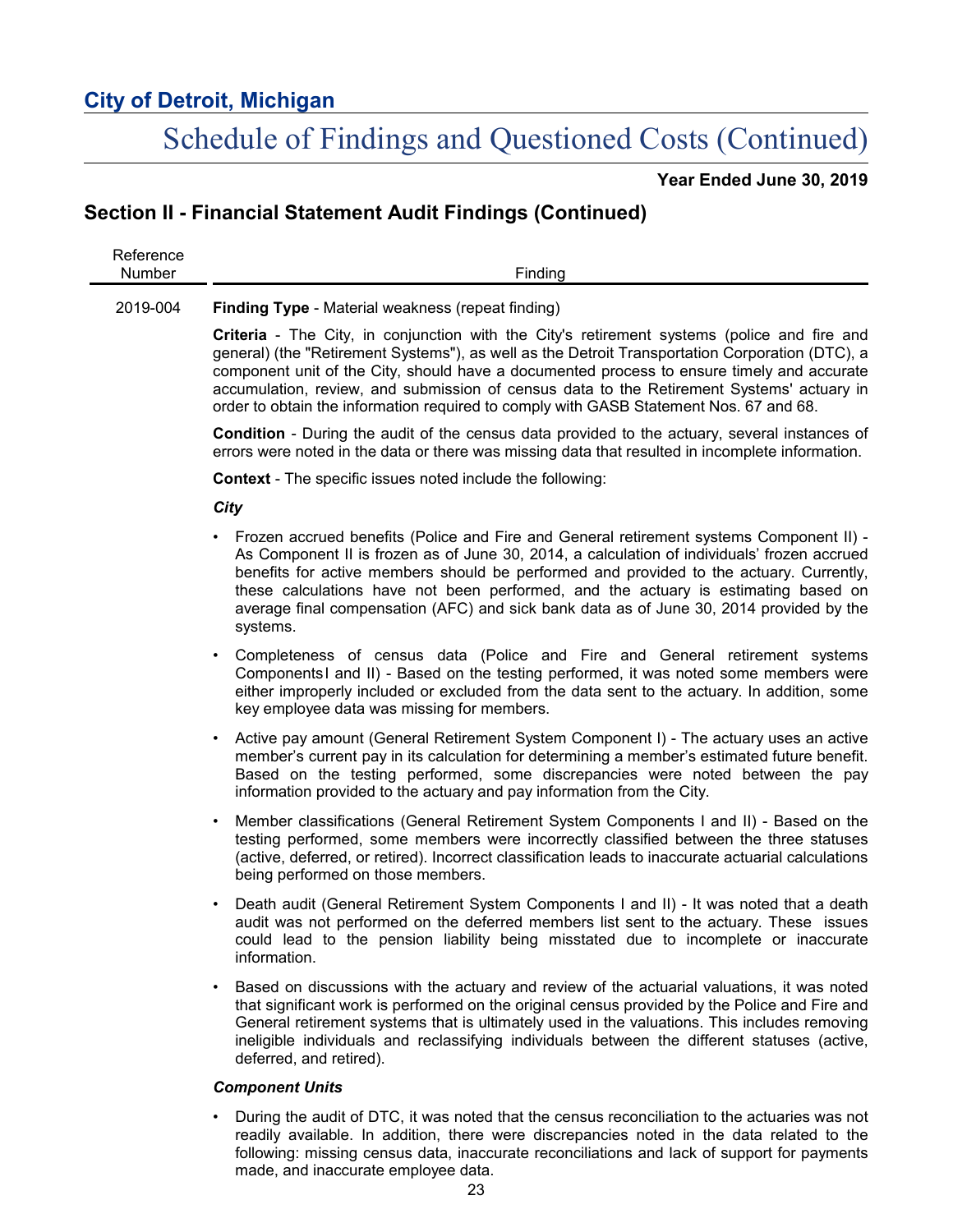# City of Detroit, Michigan

## Schedule of Findings and Questioned Costs (Continued)

**Year Ended June 30, 2019**

## Section II - Financial Statement Audit Findings (Continued)

| Reference Number | Finding |
|---|---|
| 2019-004 | **Finding Type** - Material weakness (repeat finding) |

**Criteria** - The City, in conjunction with the City's retirement systems (police and fire and general) (the "Retirement Systems"), as well as the Detroit Transportation Corporation (DTC), a component unit of the City, should have a documented process to ensure timely and accurate accumulation, review, and submission of census data to the Retirement Systems' actuary in order to obtain the information required to comply with GASB Statement Nos. 67 and 68.

**Condition** - During the audit of the census data provided to the actuary, several instances of errors were noted in the data or there was missing data that resulted in incomplete information.

**Context** - The specific issues noted include the following:

***City***

- Frozen accrued benefits (Police and Fire and General retirement systems Component II) - As Component II is frozen as of June 30, 2014, a calculation of individuals' frozen accrued benefits for active members should be performed and provided to the actuary. Currently, these calculations have not been performed, and the actuary is estimating based on average final compensation (AFC) and sick bank data as of June 30, 2014 provided by the systems.
- Completeness of census data (Police and Fire and General retirement systems ComponentsI and II) - Based on the testing performed, it was noted some members were either improperly included or excluded from the data sent to the actuary. In addition, some key employee data was missing for members.
- Active pay amount (General Retirement System Component I) - The actuary uses an active member's current pay in its calculation for determining a member's estimated future benefit. Based on the testing performed, some discrepancies were noted between the pay information provided to the actuary and pay information from the City.
- Member classifications (General Retirement System Components I and II) - Based on the testing performed, some members were incorrectly classified between the three statuses (active, deferred, or retired). Incorrect classification leads to inaccurate actuarial calculations being performed on those members.
- Death audit (General Retirement System Components I and II) - It was noted that a death audit was not performed on the deferred members list sent to the actuary. These issues could lead to the pension liability being misstated due to incomplete or inaccurate information.
- Based on discussions with the actuary and review of the actuarial valuations, it was noted that significant work is performed on the original census provided by the Police and Fire and General retirement systems that is ultimately used in the valuations. This includes removing ineligible individuals and reclassifying individuals between the different statuses (active, deferred, and retired).

***Component Units***

- During the audit of DTC, it was noted that the census reconciliation to the actuaries was not readily available. In addition, there were discrepancies noted in the data related to the following: missing census data, inaccurate reconciliations and lack of support for payments made, and inaccurate employee data.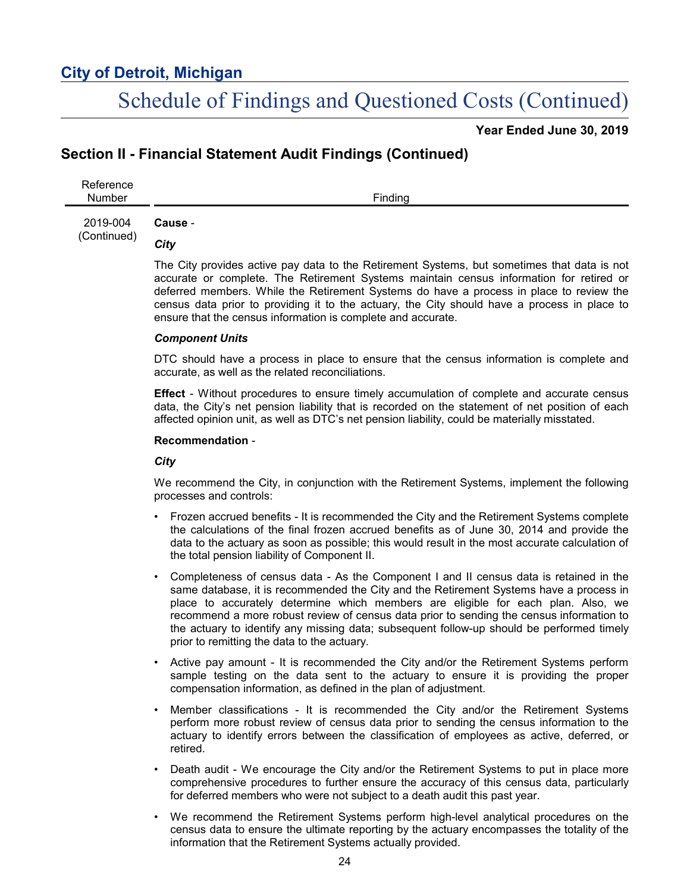## Section II - Financial Statement Audit Findings (Continued)

| Reference Number | Finding |
|---|---|
| 2019-004 (Continued) | **Cause** - |

***City***

The City provides active pay data to the Retirement Systems, but sometimes that data is not accurate or complete. The Retirement Systems maintain census information for retired or deferred members. While the Retirement Systems do have a process in place to review the census data prior to providing it to the actuary, the City should have a process in place to ensure that the census information is complete and accurate.

***Component Units***

DTC should have a process in place to ensure that the census information is complete and accurate, as well as the related reconciliations.

**Effect** - Without procedures to ensure timely accumulation of complete and accurate census data, the City's net pension liability that is recorded on the statement of net position of each affected opinion unit, as well as DTC's net pension liability, could be materially misstated.

**Recommendation** -

***City***

We recommend the City, in conjunction with the Retirement Systems, implement the following processes and controls:

- Frozen accrued benefits - It is recommended the City and the Retirement Systems complete the calculations of the final frozen accrued benefits as of June 30, 2014 and provide the data to the actuary as soon as possible; this would result in the most accurate calculation of the total pension liability of Component II.
- Completeness of census data - As the Component I and II census data is retained in the same database, it is recommended the City and the Retirement Systems have a process in place to accurately determine which members are eligible for each plan. Also, we recommend a more robust review of census data prior to sending the census information to the actuary to identify any missing data; subsequent follow-up should be performed timely prior to remitting the data to the actuary.
- Active pay amount - It is recommended the City and/or the Retirement Systems perform sample testing on the data sent to the actuary to ensure it is providing the proper compensation information, as defined in the plan of adjustment.
- Member classifications - It is recommended the City and/or the Retirement Systems perform more robust review of census data prior to sending the census information to the actuary to identify errors between the classification of employees as active, deferred, or retired.
- Death audit - We encourage the City and/or the Retirement Systems to put in place more comprehensive procedures to further ensure the accuracy of this census data, particularly for deferred members who were not subject to a death audit this past year.
- We recommend the Retirement Systems perform high-level analytical procedures on the census data to ensure the ultimate reporting by the actuary encompasses the totality of the information that the Retirement Systems actually provided.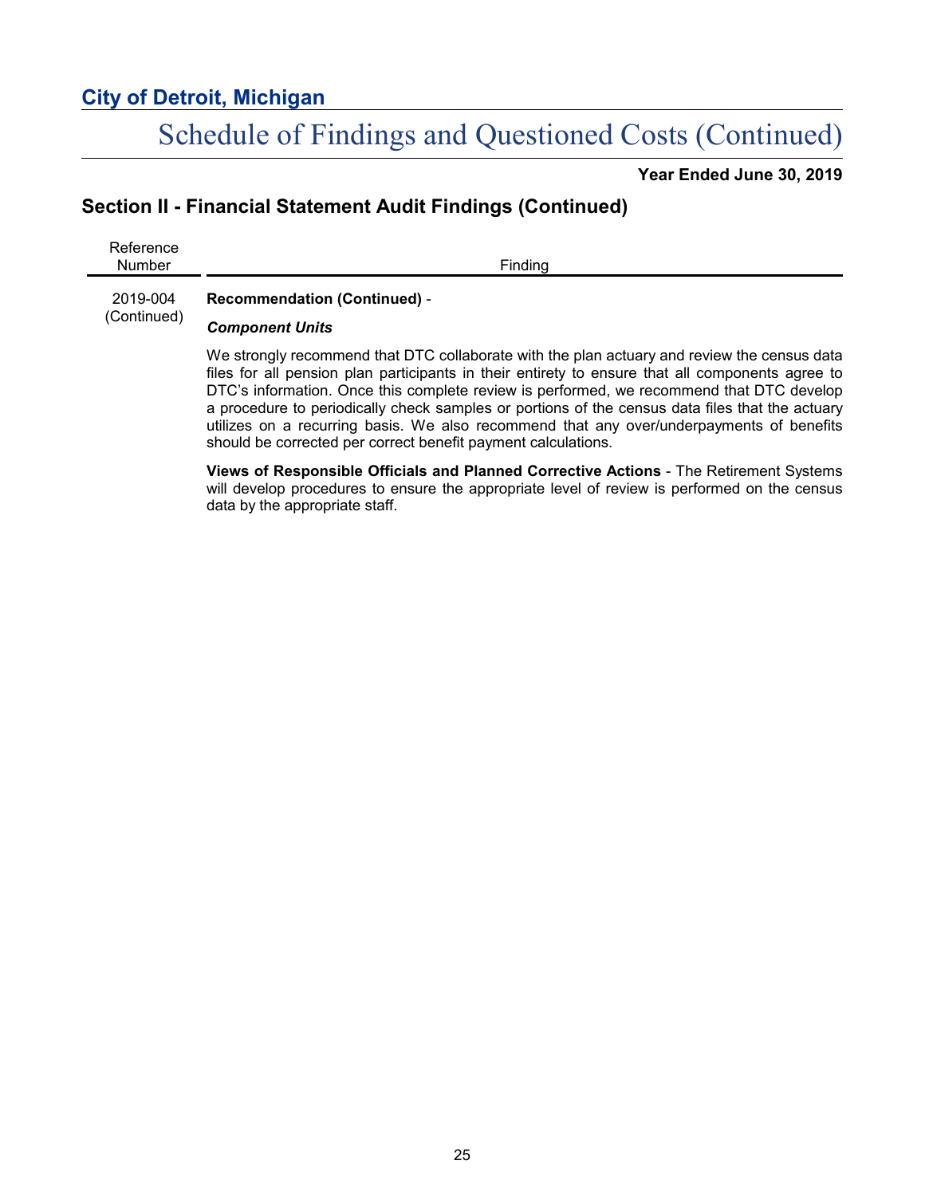# City of Detroit, Michigan

## Schedule of Findings and Questioned Costs (Continued)

**Year Ended June 30, 2019**

## Section II - Financial Statement Audit Findings (Continued)

| Reference Number | Finding |
|---|---|
| 2019-004 (Continued) | **Recommendation (Continued)** - |

***Component Units***

We strongly recommend that DTC collaborate with the plan actuary and review the census data files for all pension plan participants in their entirety to ensure that all components agree to DTC's information. Once this complete review is performed, we recommend that DTC develop a procedure to periodically check samples or portions of the census data files that the actuary utilizes on a recurring basis. We also recommend that any over/underpayments of benefits should be corrected per correct benefit payment calculations.

**Views of Responsible Officials and Planned Corrective Actions** - The Retirement Systems will develop procedures to ensure the appropriate level of review is performed on the census data by the appropriate staff.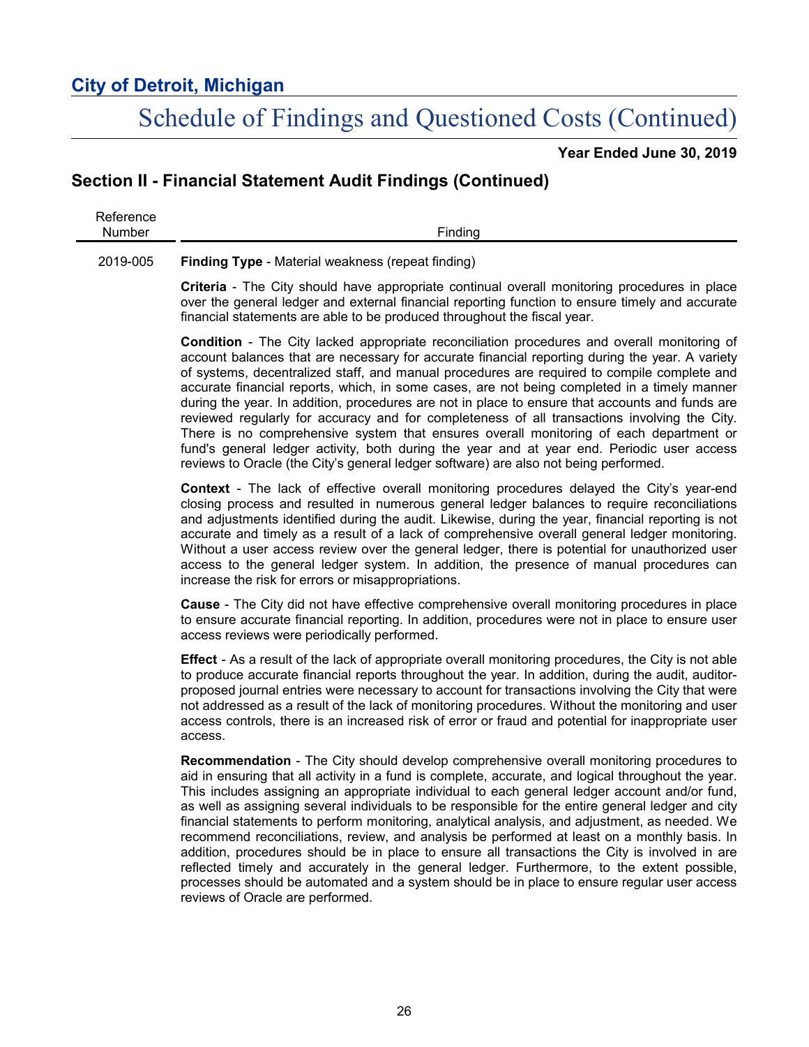# City of Detroit, Michigan

## Schedule of Findings and Questioned Costs (Continued)

**Year Ended June 30, 2019**

## Section II - Financial Statement Audit Findings (Continued)

| Reference Number | Finding |
|---|---|
| 2019-005 | **Finding Type** - Material weakness (repeat finding) |

**Criteria** - The City should have appropriate continual overall monitoring procedures in place over the general ledger and external financial reporting function to ensure timely and accurate financial statements are able to be produced throughout the fiscal year.

**Condition** - The City lacked appropriate reconciliation procedures and overall monitoring of account balances that are necessary for accurate financial reporting during the year. A variety of systems, decentralized staff, and manual procedures are required to compile complete and accurate financial reports, which, in some cases, are not being completed in a timely manner during the year. In addition, procedures are not in place to ensure that accounts and funds are reviewed regularly for accuracy and for completeness of all transactions involving the City. There is no comprehensive system that ensures overall monitoring of each department or fund's general ledger activity, both during the year and at year end. Periodic user access reviews to Oracle (the City's general ledger software) are also not being performed.

**Context** - The lack of effective overall monitoring procedures delayed the City's year-end closing process and resulted in numerous general ledger balances to require reconciliations and adjustments identified during the audit. Likewise, during the year, financial reporting is not accurate and timely as a result of a lack of comprehensive overall general ledger monitoring. Without a user access review over the general ledger, there is potential for unauthorized user access to the general ledger system. In addition, the presence of manual procedures can increase the risk for errors or misappropriations.

**Cause** - The City did not have effective comprehensive overall monitoring procedures in place to ensure accurate financial reporting. In addition, procedures were not in place to ensure user access reviews were periodically performed.

**Effect** - As a result of the lack of appropriate overall monitoring procedures, the City is not able to produce accurate financial reports throughout the year. In addition, during the audit, auditor-proposed journal entries were necessary to account for transactions involving the City that were not addressed as a result of the lack of monitoring procedures. Without the monitoring and user access controls, there is an increased risk of error or fraud and potential for inappropriate user access.

**Recommendation** - The City should develop comprehensive overall monitoring procedures to aid in ensuring that all activity in a fund is complete, accurate, and logical throughout the year. This includes assigning an appropriate individual to each general ledger account and/or fund, as well as assigning several individuals to be responsible for the entire general ledger and city financial statements to perform monitoring, analytical analysis, and adjustment, as needed. We recommend reconciliations, review, and analysis be performed at least on a monthly basis. In addition, procedures should be in place to ensure all transactions the City is involved in are reflected timely and accurately in the general ledger. Furthermore, to the extent possible, processes should be automated and a system should be in place to ensure regular user access reviews of Oracle are performed.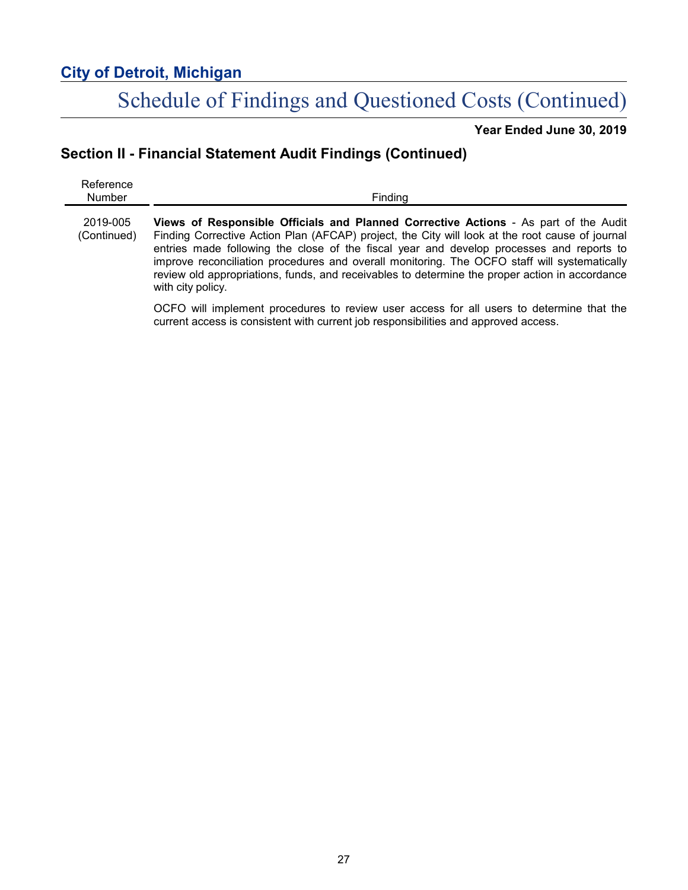## City of Detroit, Michigan

# Schedule of Findings and Questioned Costs (Continued)

**Year Ended June 30, 2019**

## Section II - Financial Statement Audit Findings (Continued)

| Reference Number | Finding |
|---|---|
| 2019-005 (Continued) | **Views of Responsible Officials and Planned Corrective Actions** - As part of the Audit Finding Corrective Action Plan (AFCAP) project, the City will look at the root cause of journal entries made following the close of the fiscal year and develop processes and reports to improve reconciliation procedures and overall monitoring. The OCFO staff will systematically review old appropriations, funds, and receivables to determine the proper action in accordance with city policy. |
| | OCFO will implement procedures to review user access for all users to determine that the current access is consistent with current job responsibilities and approved access. |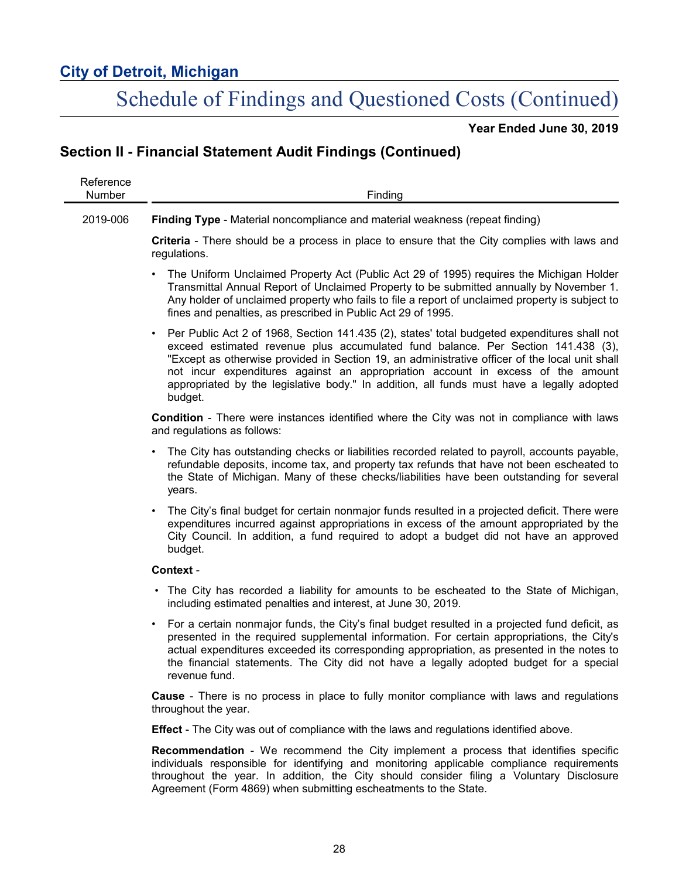## City of Detroit, Michigan

# Schedule of Findings and Questioned Costs (Continued)

**Year Ended June 30, 2019**

## Section II - Financial Statement Audit Findings (Continued)

| Reference Number | Finding |
|---|---|
| 2019-006 | **Finding Type** - Material noncompliance and material weakness (repeat finding) |

**Criteria** - There should be a process in place to ensure that the City complies with laws and regulations.

- The Uniform Unclaimed Property Act (Public Act 29 of 1995) requires the Michigan Holder Transmittal Annual Report of Unclaimed Property to be submitted annually by November 1. Any holder of unclaimed property who fails to file a report of unclaimed property is subject to fines and penalties, as prescribed in Public Act 29 of 1995.
- Per Public Act 2 of 1968, Section 141.435 (2), states' total budgeted expenditures shall not exceed estimated revenue plus accumulated fund balance. Per Section 141.438 (3), "Except as otherwise provided in Section 19, an administrative officer of the local unit shall not incur expenditures against an appropriation account in excess of the amount appropriated by the legislative body." In addition, all funds must have a legally adopted budget.

**Condition** - There were instances identified where the City was not in compliance with laws and regulations as follows:

- The City has outstanding checks or liabilities recorded related to payroll, accounts payable, refundable deposits, income tax, and property tax refunds that have not been escheated to the State of Michigan. Many of these checks/liabilities have been outstanding for several years.
- The City's final budget for certain nonmajor funds resulted in a projected deficit. There were expenditures incurred against appropriations in excess of the amount appropriated by the City Council. In addition, a fund required to adopt a budget did not have an approved budget.

**Context** -

- The City has recorded a liability for amounts to be escheated to the State of Michigan, including estimated penalties and interest, at June 30, 2019.
- For a certain nonmajor funds, the City's final budget resulted in a projected fund deficit, as presented in the required supplemental information. For certain appropriations, the City's actual expenditures exceeded its corresponding appropriation, as presented in the notes to the financial statements. The City did not have a legally adopted budget for a special revenue fund.

**Cause** - There is no process in place to fully monitor compliance with laws and regulations throughout the year.

**Effect** - The City was out of compliance with the laws and regulations identified above.

**Recommendation** - We recommend the City implement a process that identifies specific individuals responsible for identifying and monitoring applicable compliance requirements throughout the year. In addition, the City should consider filing a Voluntary Disclosure Agreement (Form 4869) when submitting escheatments to the State.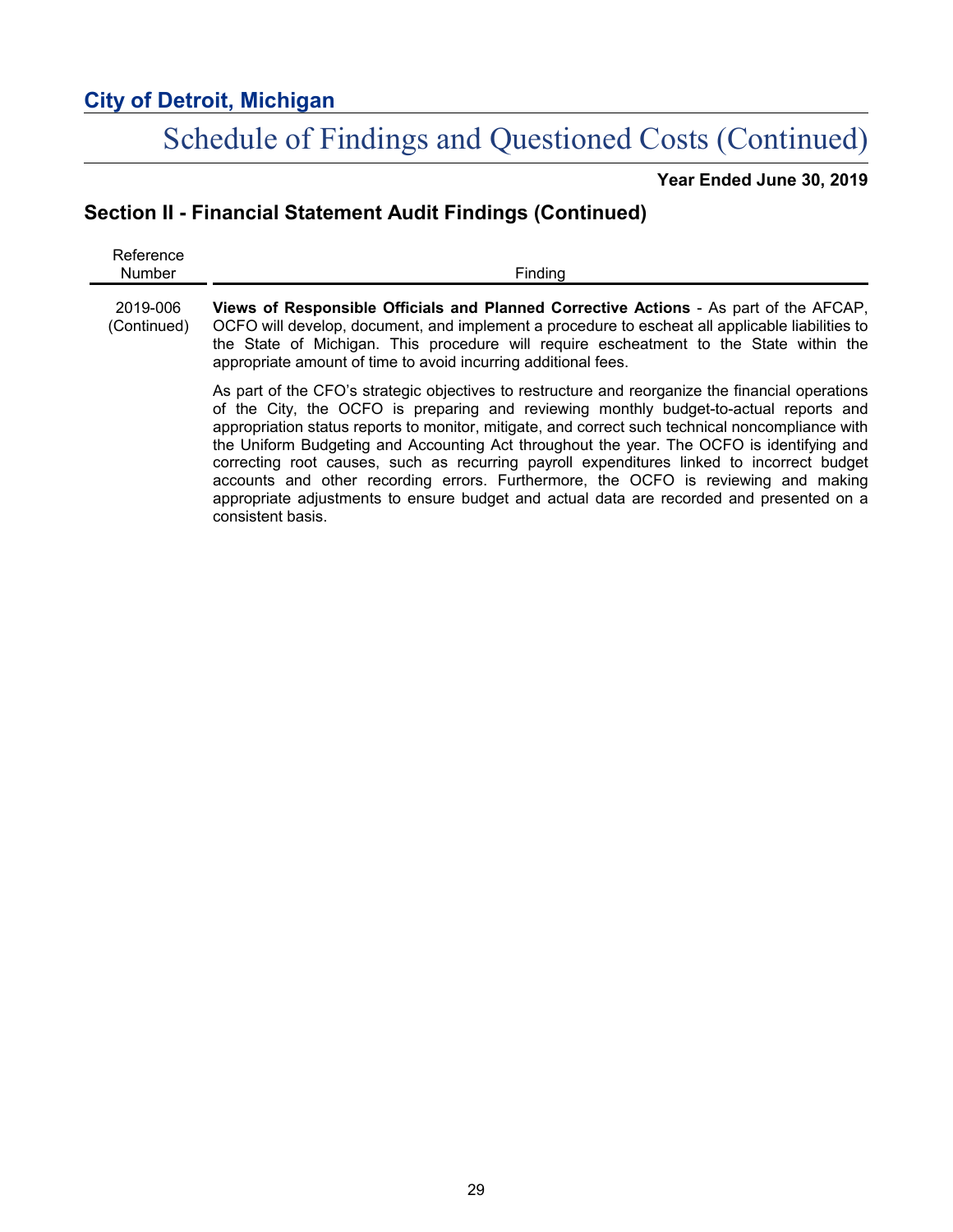# City of Detroit, Michigan

## Schedule of Findings and Questioned Costs (Continued)

**Year Ended June 30, 2019**

## Section II - Financial Statement Audit Findings (Continued)

| Reference Number | Finding |
|---|---|
| 2019-006 (Continued) | **Views of Responsible Officials and Planned Corrective Actions** - As part of the AFCAP, OCFO will develop, document, and implement a procedure to escheat all applicable liabilities to the State of Michigan. This procedure will require escheatment to the State within the appropriate amount of time to avoid incurring additional fees.<br><br>As part of the CFO's strategic objectives to restructure and reorganize the financial operations of the City, the OCFO is preparing and reviewing monthly budget-to-actual reports and appropriation status reports to monitor, mitigate, and correct such technical noncompliance with the Uniform Budgeting and Accounting Act throughout the year. The OCFO is identifying and correcting root causes, such as recurring payroll expenditures linked to incorrect budget accounts and other recording errors. Furthermore, the OCFO is reviewing and making appropriate adjustments to ensure budget and actual data are recorded and presented on a consistent basis. |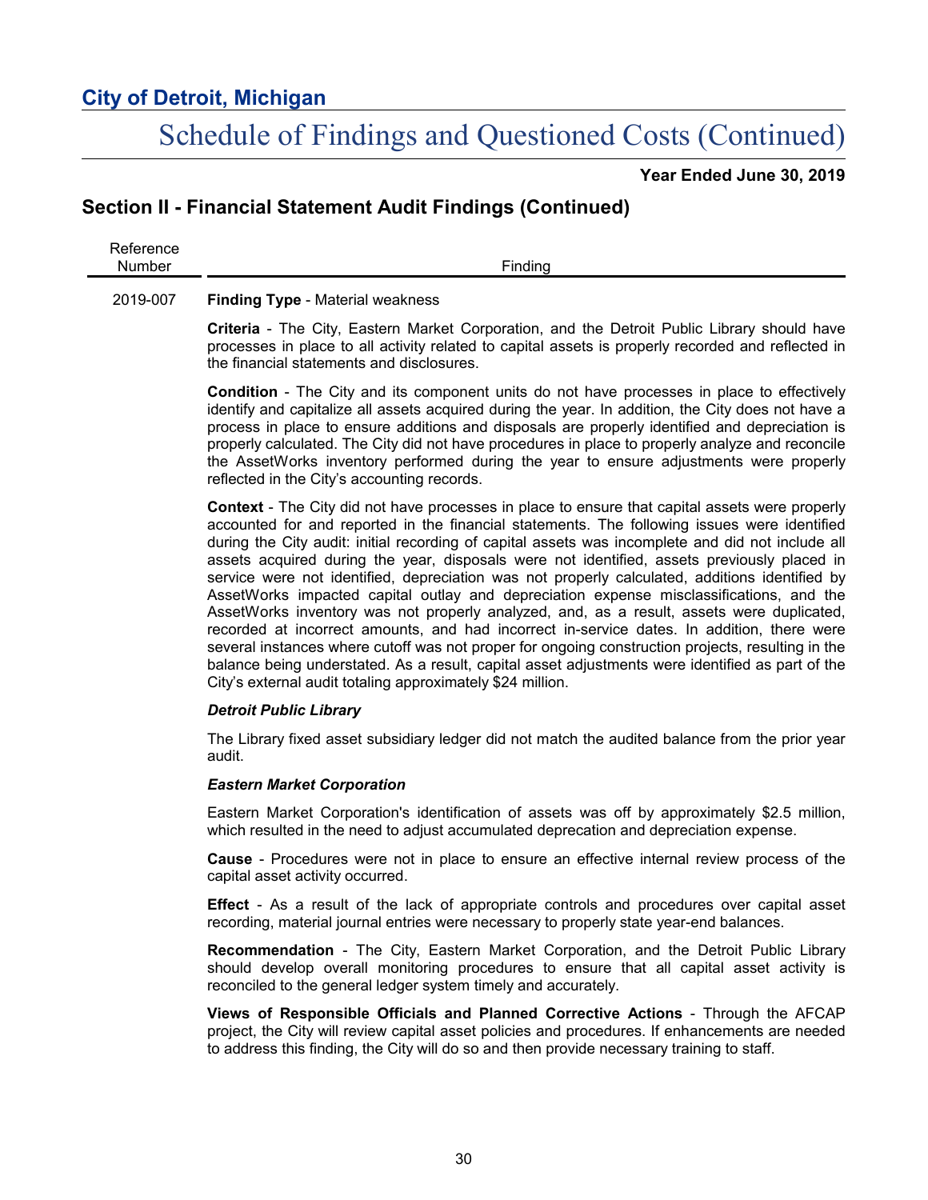# City of Detroit, Michigan

## Schedule of Findings and Questioned Costs (Continued)

**Year Ended June 30, 2019**

## Section II - Financial Statement Audit Findings (Continued)

| Reference Number | Finding |
|---|---|

**2019-007** **Finding Type** - Material weakness

**Criteria** - The City, Eastern Market Corporation, and the Detroit Public Library should have processes in place to all activity related to capital assets is properly recorded and reflected in the financial statements and disclosures.

**Condition** - The City and its component units do not have processes in place to effectively identify and capitalize all assets acquired during the year. In addition, the City does not have a process in place to ensure additions and disposals are properly identified and depreciation is properly calculated. The City did not have procedures in place to properly analyze and reconcile the AssetWorks inventory performed during the year to ensure adjustments were properly reflected in the City's accounting records.

**Context** - The City did not have processes in place to ensure that capital assets were properly accounted for and reported in the financial statements. The following issues were identified during the City audit: initial recording of capital assets was incomplete and did not include all assets acquired during the year, disposals were not identified, assets previously placed in service were not identified, depreciation was not properly calculated, additions identified by AssetWorks impacted capital outlay and depreciation expense misclassifications, and the AssetWorks inventory was not properly analyzed, and, as a result, assets were duplicated, recorded at incorrect amounts, and had incorrect in-service dates. In addition, there were several instances where cutoff was not proper for ongoing construction projects, resulting in the balance being understated. As a result, capital asset adjustments were identified as part of the City's external audit totaling approximately $24 million.

***Detroit Public Library***

The Library fixed asset subsidiary ledger did not match the audited balance from the prior year audit.

***Eastern Market Corporation***

Eastern Market Corporation's identification of assets was off by approximately $2.5 million, which resulted in the need to adjust accumulated deprecation and depreciation expense.

**Cause** - Procedures were not in place to ensure an effective internal review process of the capital asset activity occurred.

**Effect** - As a result of the lack of appropriate controls and procedures over capital asset recording, material journal entries were necessary to properly state year-end balances.

**Recommendation** - The City, Eastern Market Corporation, and the Detroit Public Library should develop overall monitoring procedures to ensure that all capital asset activity is reconciled to the general ledger system timely and accurately.

**Views of Responsible Officials and Planned Corrective Actions** - Through the AFCAP project, the City will review capital asset policies and procedures. If enhancements are needed to address this finding, the City will do so and then provide necessary training to staff.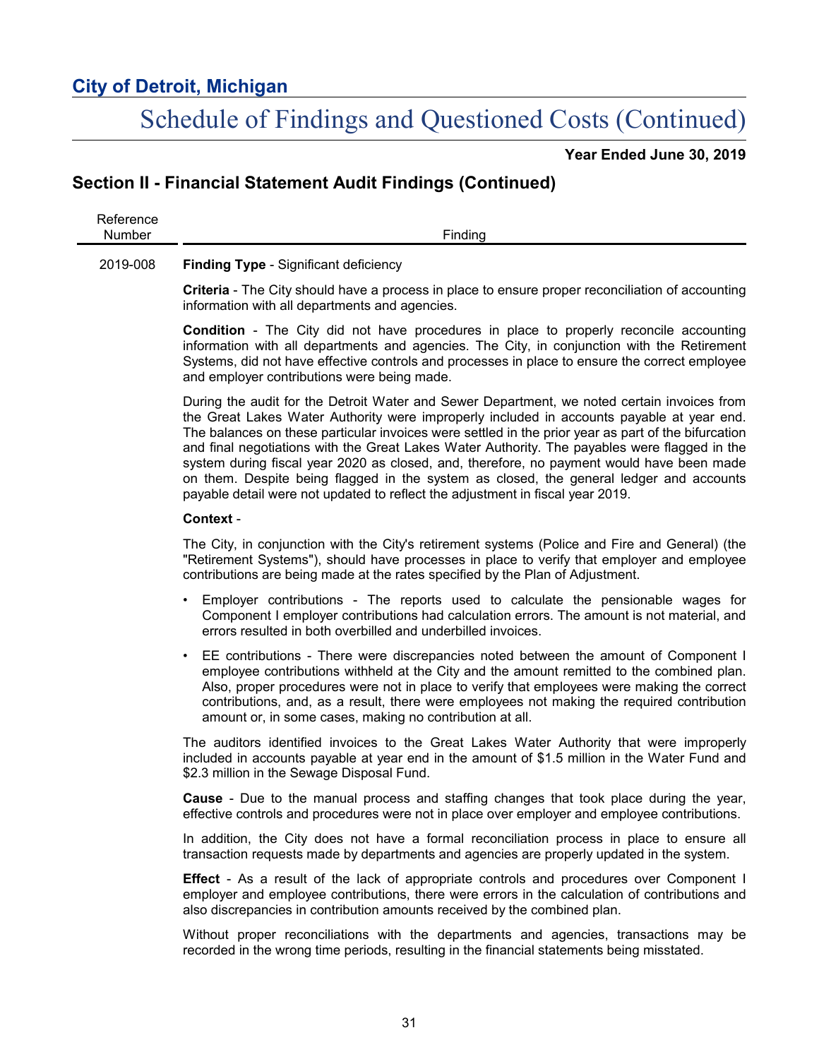# City of Detroit, Michigan

## Schedule of Findings and Questioned Costs (Continued)

**Year Ended June 30, 2019**

## Section II - Financial Statement Audit Findings (Continued)

| Reference Number | Finding |
|---|---|

**2019-008**

**Finding Type** - Significant deficiency

**Criteria** - The City should have a process in place to ensure proper reconciliation of accounting information with all departments and agencies.

**Condition** - The City did not have procedures in place to properly reconcile accounting information with all departments and agencies. The City, in conjunction with the Retirement Systems, did not have effective controls and processes in place to ensure the correct employee and employer contributions were being made.

During the audit for the Detroit Water and Sewer Department, we noted certain invoices from the Great Lakes Water Authority were improperly included in accounts payable at year end. The balances on these particular invoices were settled in the prior year as part of the bifurcation and final negotiations with the Great Lakes Water Authority. The payables were flagged in the system during fiscal year 2020 as closed, and, therefore, no payment would have been made on them. Despite being flagged in the system as closed, the general ledger and accounts payable detail were not updated to reflect the adjustment in fiscal year 2019.

**Context** -

The City, in conjunction with the City's retirement systems (Police and Fire and General) (the "Retirement Systems"), should have processes in place to verify that employer and employee contributions are being made at the rates specified by the Plan of Adjustment.

- Employer contributions - The reports used to calculate the pensionable wages for Component I employer contributions had calculation errors. The amount is not material, and errors resulted in both overbilled and underbilled invoices.
- EE contributions - There were discrepancies noted between the amount of Component I employee contributions withheld at the City and the amount remitted to the combined plan. Also, proper procedures were not in place to verify that employees were making the correct contributions, and, as a result, there were employees not making the required contribution amount or, in some cases, making no contribution at all.

The auditors identified invoices to the Great Lakes Water Authority that were improperly included in accounts payable at year end in the amount of $1.5 million in the Water Fund and $2.3 million in the Sewage Disposal Fund.

**Cause** - Due to the manual process and staffing changes that took place during the year, effective controls and procedures were not in place over employer and employee contributions.

In addition, the City does not have a formal reconciliation process in place to ensure all transaction requests made by departments and agencies are properly updated in the system.

**Effect** - As a result of the lack of appropriate controls and procedures over Component I employer and employee contributions, there were errors in the calculation of contributions and also discrepancies in contribution amounts received by the combined plan.

Without proper reconciliations with the departments and agencies, transactions may be recorded in the wrong time periods, resulting in the financial statements being misstated.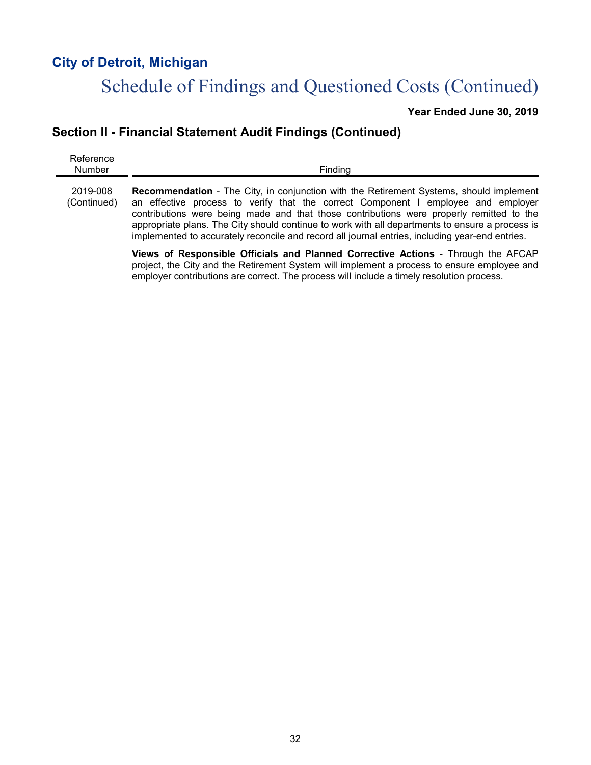## Section II - Financial Statement Audit Findings (Continued)

| Reference Number | Finding |
| --- | --- |
| 2019-008 (Continued) | **Recommendation** - The City, in conjunction with the Retirement Systems, should implement an effective process to verify that the correct Component I employee and employer contributions were being made and that those contributions were properly remitted to the appropriate plans. The City should continue to work with all departments to ensure a process is implemented to accurately reconcile and record all journal entries, including year-end entries.<br><br>**Views of Responsible Officials and Planned Corrective Actions** - Through the AFCAP project, the City and the Retirement System will implement a process to ensure employee and employer contributions are correct. The process will include a timely resolution process. |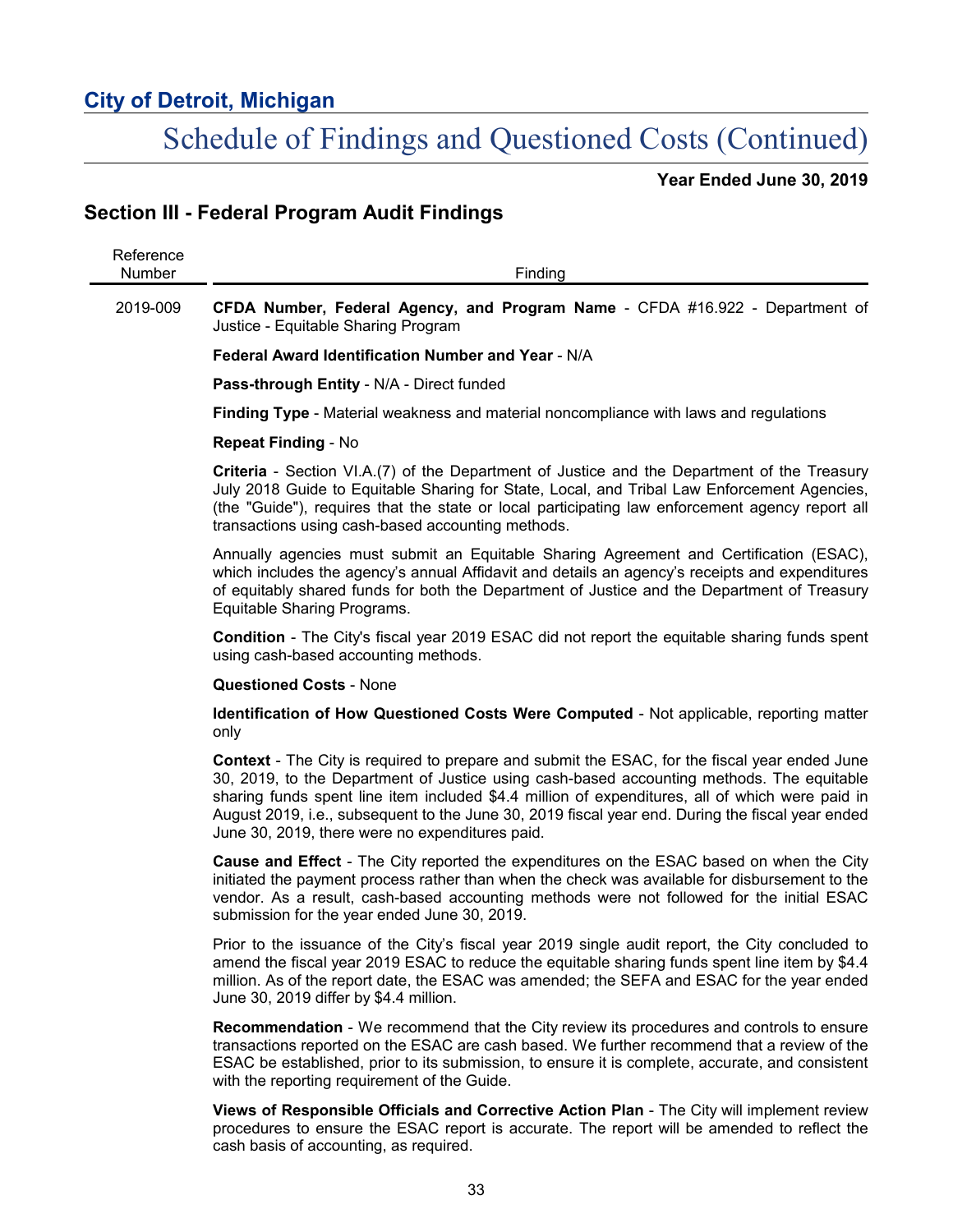# City of Detroit, Michigan

## Schedule of Findings and Questioned Costs (Continued)

**Year Ended June 30, 2019**

## Section III - Federal Program Audit Findings

| Reference Number | Finding |
|---|---|
| 2019-009 | **CFDA Number, Federal Agency, and Program Name** - CFDA #16.922 - Department of Justice - Equitable Sharing Program |

**Federal Award Identification Number and Year** - N/A

**Pass-through Entity** - N/A - Direct funded

**Finding Type** - Material weakness and material noncompliance with laws and regulations

**Repeat Finding** - No

**Criteria** - Section VI.A.(7) of the Department of Justice and the Department of the Treasury July 2018 Guide to Equitable Sharing for State, Local, and Tribal Law Enforcement Agencies, (the "Guide"), requires that the state or local participating law enforcement agency report all transactions using cash-based accounting methods.

Annually agencies must submit an Equitable Sharing Agreement and Certification (ESAC), which includes the agency's annual Affidavit and details an agency's receipts and expenditures of equitably shared funds for both the Department of Justice and the Department of Treasury Equitable Sharing Programs.

**Condition** - The City's fiscal year 2019 ESAC did not report the equitable sharing funds spent using cash-based accounting methods.

**Questioned Costs** - None

**Identification of How Questioned Costs Were Computed** - Not applicable, reporting matter only

**Context** - The City is required to prepare and submit the ESAC, for the fiscal year ended June 30, 2019, to the Department of Justice using cash-based accounting methods. The equitable sharing funds spent line item included $4.4 million of expenditures, all of which were paid in August 2019, i.e., subsequent to the June 30, 2019 fiscal year end. During the fiscal year ended June 30, 2019, there were no expenditures paid.

**Cause and Effect** - The City reported the expenditures on the ESAC based on when the City initiated the payment process rather than when the check was available for disbursement to the vendor. As a result, cash-based accounting methods were not followed for the initial ESAC submission for the year ended June 30, 2019.

Prior to the issuance of the City's fiscal year 2019 single audit report, the City concluded to amend the fiscal year 2019 ESAC to reduce the equitable sharing funds spent line item by $4.4 million. As of the report date, the ESAC was amended; the SEFA and ESAC for the year ended June 30, 2019 differ by $4.4 million.

**Recommendation** - We recommend that the City review its procedures and controls to ensure transactions reported on the ESAC are cash based. We further recommend that a review of the ESAC be established, prior to its submission, to ensure it is complete, accurate, and consistent with the reporting requirement of the Guide.

**Views of Responsible Officials and Corrective Action Plan** - The City will implement review procedures to ensure the ESAC report is accurate. The report will be amended to reflect the cash basis of accounting, as required.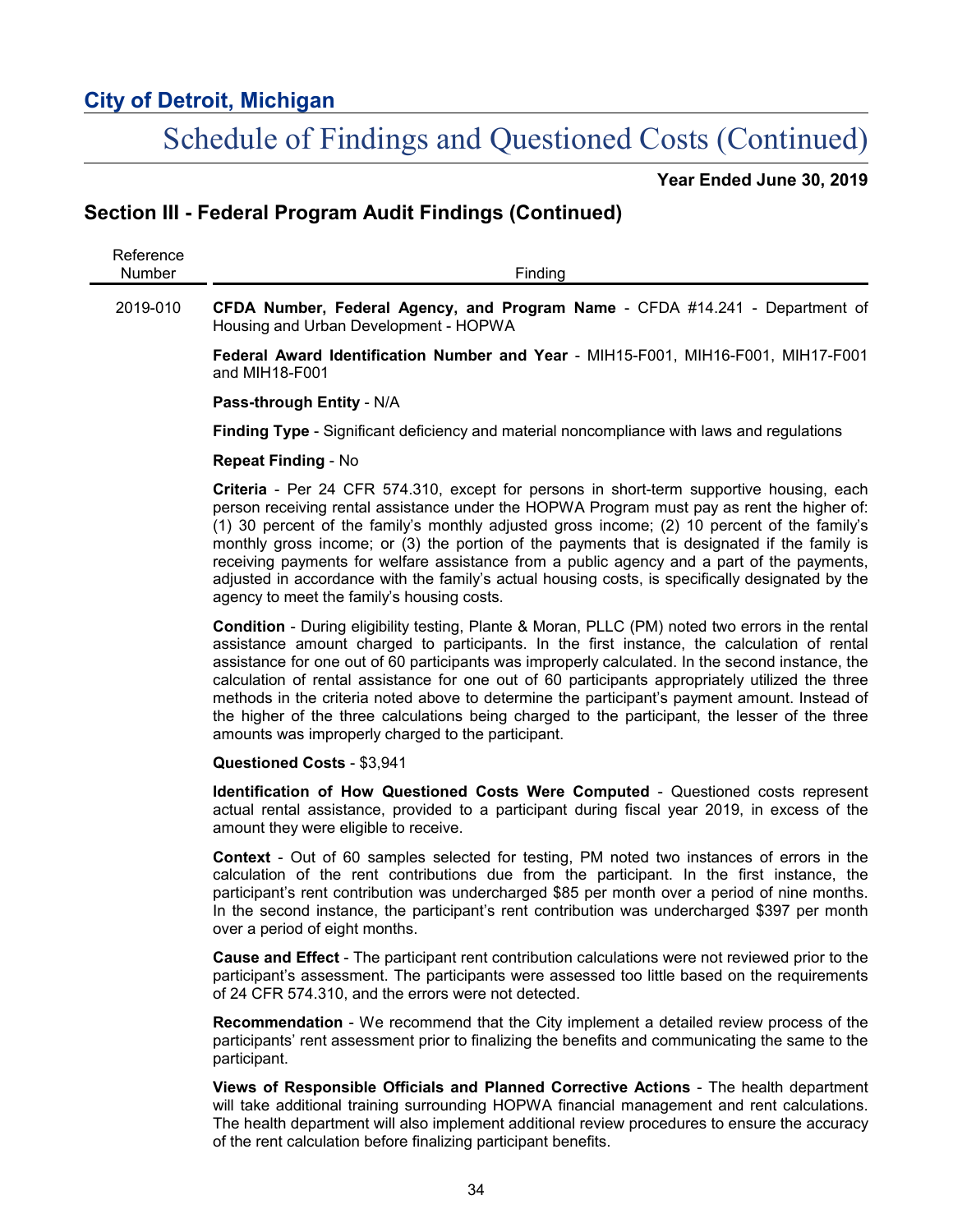## City of Detroit, Michigan

# Schedule of Findings and Questioned Costs (Continued)

**Year Ended June 30, 2019**

## Section III - Federal Program Audit Findings (Continued)

| Reference Number | Finding |
|---|---|
| 2019-010 | **CFDA Number, Federal Agency, and Program Name** - CFDA #14.241 - Department of Housing and Urban Development - HOPWA |

**Federal Award Identification Number and Year** - MIH15-F001, MIH16-F001, MIH17-F001 and MIH18-F001

**Pass-through Entity** - N/A

**Finding Type** - Significant deficiency and material noncompliance with laws and regulations

**Repeat Finding** - No

**Criteria** - Per 24 CFR 574.310, except for persons in short-term supportive housing, each person receiving rental assistance under the HOPWA Program must pay as rent the higher of: (1) 30 percent of the family's monthly adjusted gross income; (2) 10 percent of the family's monthly gross income; or (3) the portion of the payments that is designated if the family is receiving payments for welfare assistance from a public agency and a part of the payments, adjusted in accordance with the family's actual housing costs, is specifically designated by the agency to meet the family's housing costs.

**Condition** - During eligibility testing, Plante & Moran, PLLC (PM) noted two errors in the rental assistance amount charged to participants. In the first instance, the calculation of rental assistance for one out of 60 participants was improperly calculated. In the second instance, the calculation of rental assistance for one out of 60 participants appropriately utilized the three methods in the criteria noted above to determine the participant's payment amount. Instead of the higher of the three calculations being charged to the participant, the lesser of the three amounts was improperly charged to the participant.

**Questioned Costs** - $3,941

**Identification of How Questioned Costs Were Computed** - Questioned costs represent actual rental assistance, provided to a participant during fiscal year 2019, in excess of the amount they were eligible to receive.

**Context** - Out of 60 samples selected for testing, PM noted two instances of errors in the calculation of the rent contributions due from the participant. In the first instance, the participant's rent contribution was undercharged $85 per month over a period of nine months. In the second instance, the participant's rent contribution was undercharged $397 per month over a period of eight months.

**Cause and Effect** - The participant rent contribution calculations were not reviewed prior to the participant's assessment. The participants were assessed too little based on the requirements of 24 CFR 574.310, and the errors were not detected.

**Recommendation** - We recommend that the City implement a detailed review process of the participants' rent assessment prior to finalizing the benefits and communicating the same to the participant.

**Views of Responsible Officials and Planned Corrective Actions** - The health department will take additional training surrounding HOPWA financial management and rent calculations. The health department will also implement additional review procedures to ensure the accuracy of the rent calculation before finalizing participant benefits.